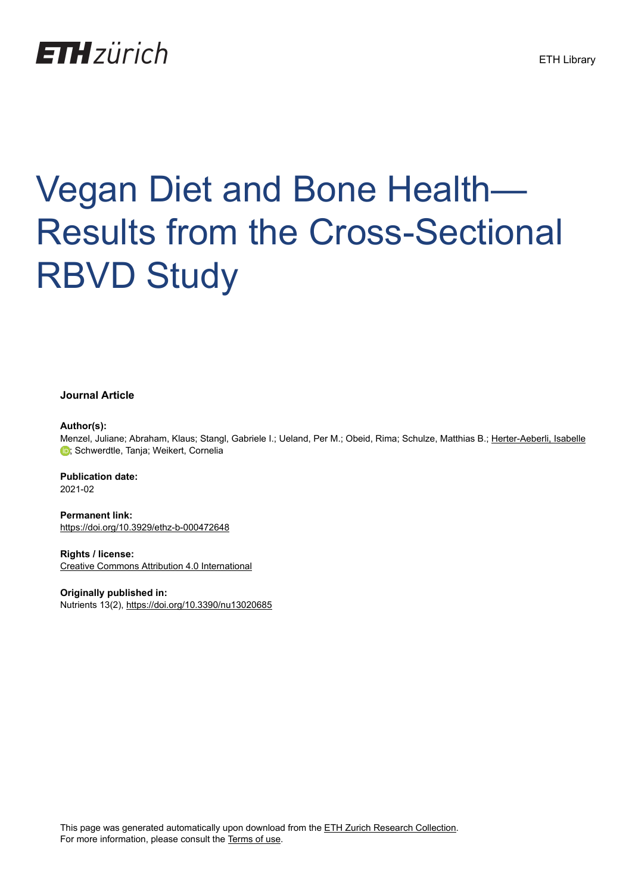ETH zürich

ETH Library

# Vegan Diet and Bone Health—Results from the Cross-Sectional RBVD Study

**Journal Article**

**Author(s):**
Menzel, Juliane; Abraham, Klaus; Stangl, Gabriele I.; Ueland, Per M.; Obeid, Rima; Schulze, Matthias B.; Herter-Aeberli, Isabelle; Schwerdtle, Tanja; Weikert, Cornelia

**Publication date:**
2021-02

**Permanent link:**
https://doi.org/10.3929/ethz-b-000472648

**Rights / license:**
Creative Commons Attribution 4.0 International

**Originally published in:**
Nutrients 13(2), https://doi.org/10.3390/nu13020685

This page was generated automatically upon download from the ETH Zurich Research Collection.
For more information, please consult the Terms of use.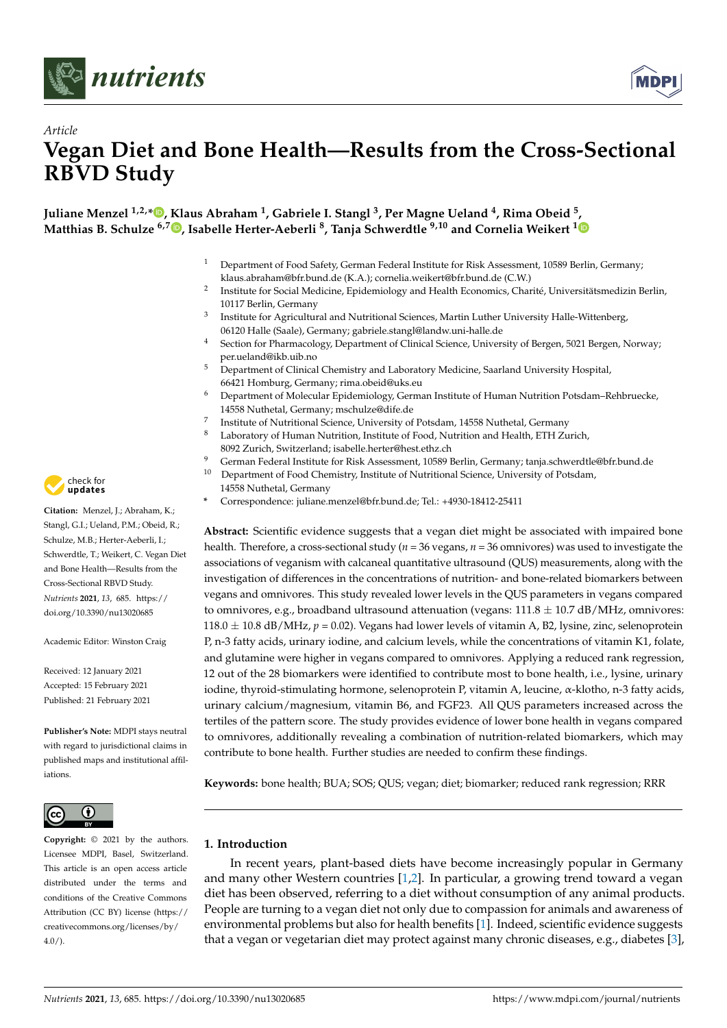## Article

# Vegan Diet and Bone Health—Results from the Cross-Sectional RBVD Study

**Juliane Menzel [1,2,*], Klaus Abraham [1], Gabriele I. Stangl [3], Per Magne Ueland [4], Rima Obeid [5], Matthias B. Schulze [6,7], Isabelle Herter-Aeberli [8], Tanja Schwerdtle [9,10] and Cornelia Weikert [1]**

1. Department of Food Safety, German Federal Institute for Risk Assessment, 10589 Berlin, Germany; klaus.abraham@bfr.bund.de (K.A.); cornelia.weikert@bfr.bund.de (C.W.)
2. Institute for Social Medicine, Epidemiology and Health Economics, Charité, Universitätsmedizin Berlin, 10117 Berlin, Germany
3. Institute for Agricultural and Nutritional Sciences, Martin Luther University Halle-Wittenberg, 06120 Halle (Saale), Germany; gabriele.stangl@landw.uni-halle.de
4. Section for Pharmacology, Department of Clinical Science, University of Bergen, 5021 Bergen, Norway; per.ueland@ikb.uib.no
5. Department of Clinical Chemistry and Laboratory Medicine, Saarland University Hospital, 66421 Homburg, Germany; rima.obeid@uks.eu
6. Department of Molecular Epidemiology, German Institute of Human Nutrition Potsdam–Rehbruecke, 14558 Nuthetal, Germany; mschulze@dife.de
7. Institute of Nutritional Science, University of Potsdam, 14558 Nuthetal, Germany
8. Laboratory of Human Nutrition, Institute of Food, Nutrition and Health, ETH Zurich, 8092 Zurich, Switzerland; isabelle.herter@hest.ethz.ch
9. German Federal Institute for Risk Assessment, 10589 Berlin, Germany; tanja.schwerdtle@bfr.bund.de
10. Department of Food Chemistry, Institute of Nutritional Science, University of Potsdam, 14558 Nuthetal, Germany

\* Correspondence: juliane.menzel@bfr.bund.de; Tel.: +4930-18412-25411

**Citation:** Menzel, J.; Abraham, K.; Stangl, G.I.; Ueland, P.M.; Obeid, R.; Schulze, M.B.; Herter-Aeberli, I.; Schwerdtle, T.; Weikert, C. Vegan Diet and Bone Health—Results from the Cross-Sectional RBVD Study. *Nutrients* **2021**, *13*, 685. https://doi.org/10.3390/nu13020685

Academic Editor: Winston Craig

Received: 12 January 2021
Accepted: 15 February 2021
Published: 21 February 2021

**Publisher's Note:** MDPI stays neutral with regard to jurisdictional claims in published maps and institutional affiliations.

**Copyright:** © 2021 by the authors. Licensee MDPI, Basel, Switzerland. This article is an open access article distributed under the terms and conditions of the Creative Commons Attribution (CC BY) license (https://creativecommons.org/licenses/by/4.0/).

**Abstract:** Scientific evidence suggests that a vegan diet might be associated with impaired bone health. Therefore, a cross-sectional study ($n$ = 36 vegans, $n$ = 36 omnivores) was used to investigate the associations of veganism with calcaneal quantitative ultrasound (QUS) measurements, along with the investigation of differences in the concentrations of nutrition- and bone-related biomarkers between vegans and omnivores. This study revealed lower levels in the QUS parameters in vegans compared to omnivores, e.g., broadband ultrasound attenuation (vegans: $111.8 \pm 10.7$ dB/MHz, omnivores: $118.0 \pm 10.8$ dB/MHz, $p = 0.02$). Vegans had lower levels of vitamin A, B2, lysine, zinc, selenoprotein P, n-3 fatty acids, urinary iodine, and calcium levels, while the concentrations of vitamin K1, folate, and glutamine were higher in vegans compared to omnivores. Applying a reduced rank regression, 12 out of the 28 biomarkers were identified to contribute most to bone health, i.e., lysine, urinary iodine, thyroid-stimulating hormone, selenoprotein P, vitamin A, leucine, α-klotho, n-3 fatty acids, urinary calcium/magnesium, vitamin B6, and FGF23. All QUS parameters increased across the tertiles of the pattern score. The study provides evidence of lower bone health in vegans compared to omnivores, additionally revealing a combination of nutrition-related biomarkers, which may contribute to bone health. Further studies are needed to confirm these findings.

**Keywords:** bone health; BUA; SOS; QUS; vegan; diet; biomarker; reduced rank regression; RRR

## 1. Introduction

In recent years, plant-based diets have become increasingly popular in Germany and many other Western countries [1,2]. In particular, a growing trend toward a vegan diet has been observed, referring to a diet without consumption of any animal products. People are turning to a vegan diet not only due to compassion for animals and awareness of environmental problems but also for health benefits [1]. Indeed, scientific evidence suggests that a vegan or vegetarian diet may protect against many chronic diseases, e.g., diabetes [3],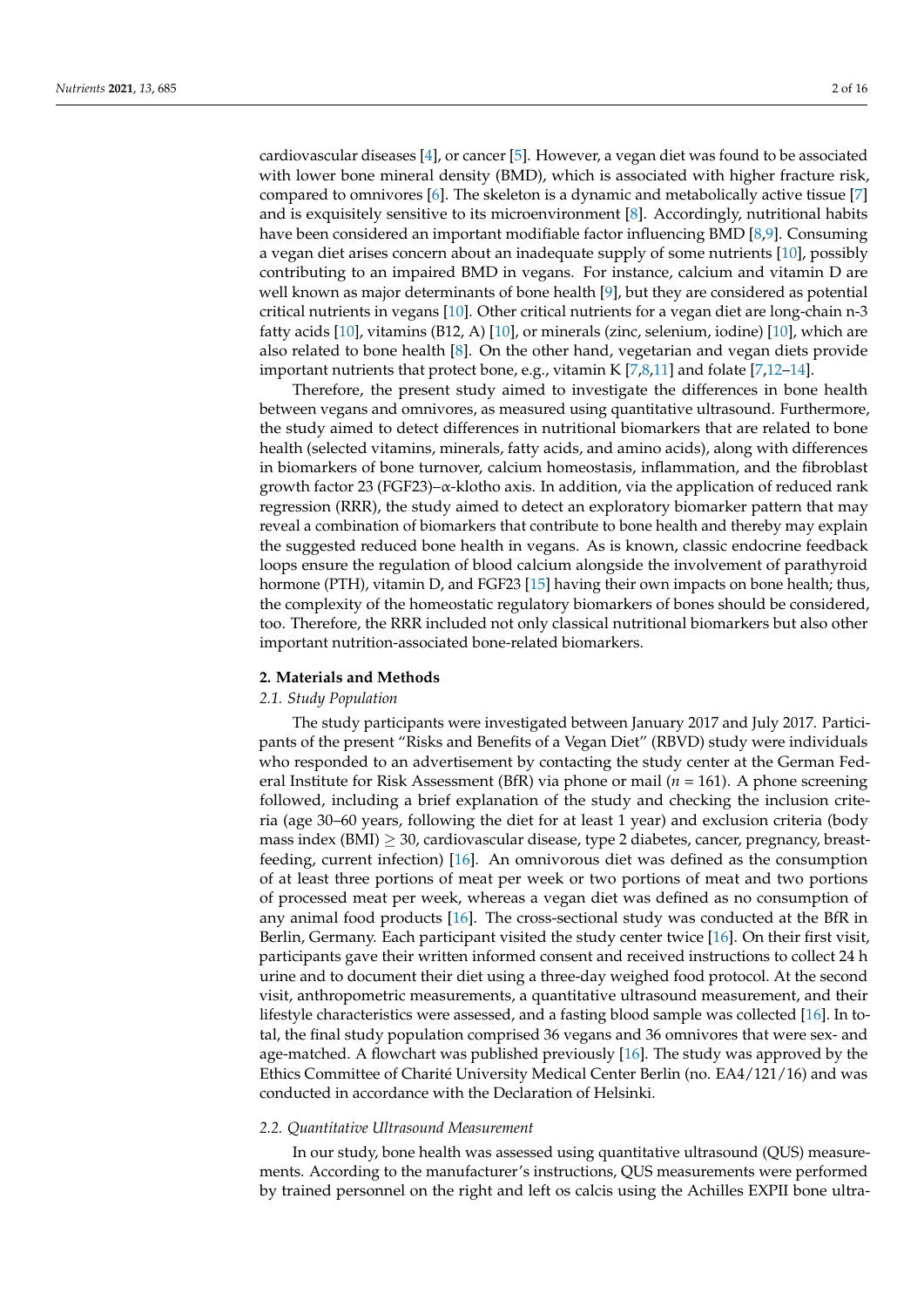cardiovascular diseases [4], or cancer [5]. However, a vegan diet was found to be associated with lower bone mineral density (BMD), which is associated with higher fracture risk, compared to omnivores [6]. The skeleton is a dynamic and metabolically active tissue [7] and is exquisitely sensitive to its microenvironment [8]. Accordingly, nutritional habits have been considered an important modifiable factor influencing BMD [8,9]. Consuming a vegan diet arises concern about an inadequate supply of some nutrients [10], possibly contributing to an impaired BMD in vegans. For instance, calcium and vitamin D are well known as major determinants of bone health [9], but they are considered as potential critical nutrients in vegans [10]. Other critical nutrients for a vegan diet are long-chain n-3 fatty acids [10], vitamins (B12, A) [10], or minerals (zinc, selenium, iodine) [10], which are also related to bone health [8]. On the other hand, vegetarian and vegan diets provide important nutrients that protect bone, e.g., vitamin K [7,8,11] and folate [7,12–14].

Therefore, the present study aimed to investigate the differences in bone health between vegans and omnivores, as measured using quantitative ultrasound. Furthermore, the study aimed to detect differences in nutritional biomarkers that are related to bone health (selected vitamins, minerals, fatty acids, and amino acids), along with differences in biomarkers of bone turnover, calcium homeostasis, inflammation, and the fibroblast growth factor 23 (FGF23)–$\alpha$-klotho axis. In addition, via the application of reduced rank regression (RRR), the study aimed to detect an exploratory biomarker pattern that may reveal a combination of biomarkers that contribute to bone health and thereby may explain the suggested reduced bone health in vegans. As is known, classic endocrine feedback loops ensure the regulation of blood calcium alongside the involvement of parathyroid hormone (PTH), vitamin D, and FGF23 [15] having their own impacts on bone health; thus, the complexity of the homeostatic regulatory biomarkers of bones should be considered, too. Therefore, the RRR included not only classical nutritional biomarkers but also other important nutrition-associated bone-related biomarkers.

## 2. Materials and Methods

### 2.1. Study Population

The study participants were investigated between January 2017 and July 2017. Participants of the present "Risks and Benefits of a Vegan Diet" (RBVD) study were individuals who responded to an advertisement by contacting the study center at the German Federal Institute for Risk Assessment (BfR) via phone or mail ($n = 161$). A phone screening followed, including a brief explanation of the study and checking the inclusion criteria (age 30–60 years, following the diet for at least 1 year) and exclusion criteria (body mass index (BMI) $\geq 30$, cardiovascular disease, type 2 diabetes, cancer, pregnancy, breastfeeding, current infection) [16]. An omnivorous diet was defined as the consumption of at least three portions of meat per week or two portions of meat and two portions of processed meat per week, whereas a vegan diet was defined as no consumption of any animal food products [16]. The cross-sectional study was conducted at the BfR in Berlin, Germany. Each participant visited the study center twice [16]. On their first visit, participants gave their written informed consent and received instructions to collect 24 h urine and to document their diet using a three-day weighed food protocol. At the second visit, anthropometric measurements, a quantitative ultrasound measurement, and their lifestyle characteristics were assessed, and a fasting blood sample was collected [16]. In total, the final study population comprised 36 vegans and 36 omnivores that were sex- and age-matched. A flowchart was published previously [16]. The study was approved by the Ethics Committee of Charité University Medical Center Berlin (no. EA4/121/16) and was conducted in accordance with the Declaration of Helsinki.

### 2.2. Quantitative Ultrasound Measurement

In our study, bone health was assessed using quantitative ultrasound (QUS) measurements. According to the manufacturer's instructions, QUS measurements were performed by trained personnel on the right and left os calcis using the Achilles EXPII bone ultra-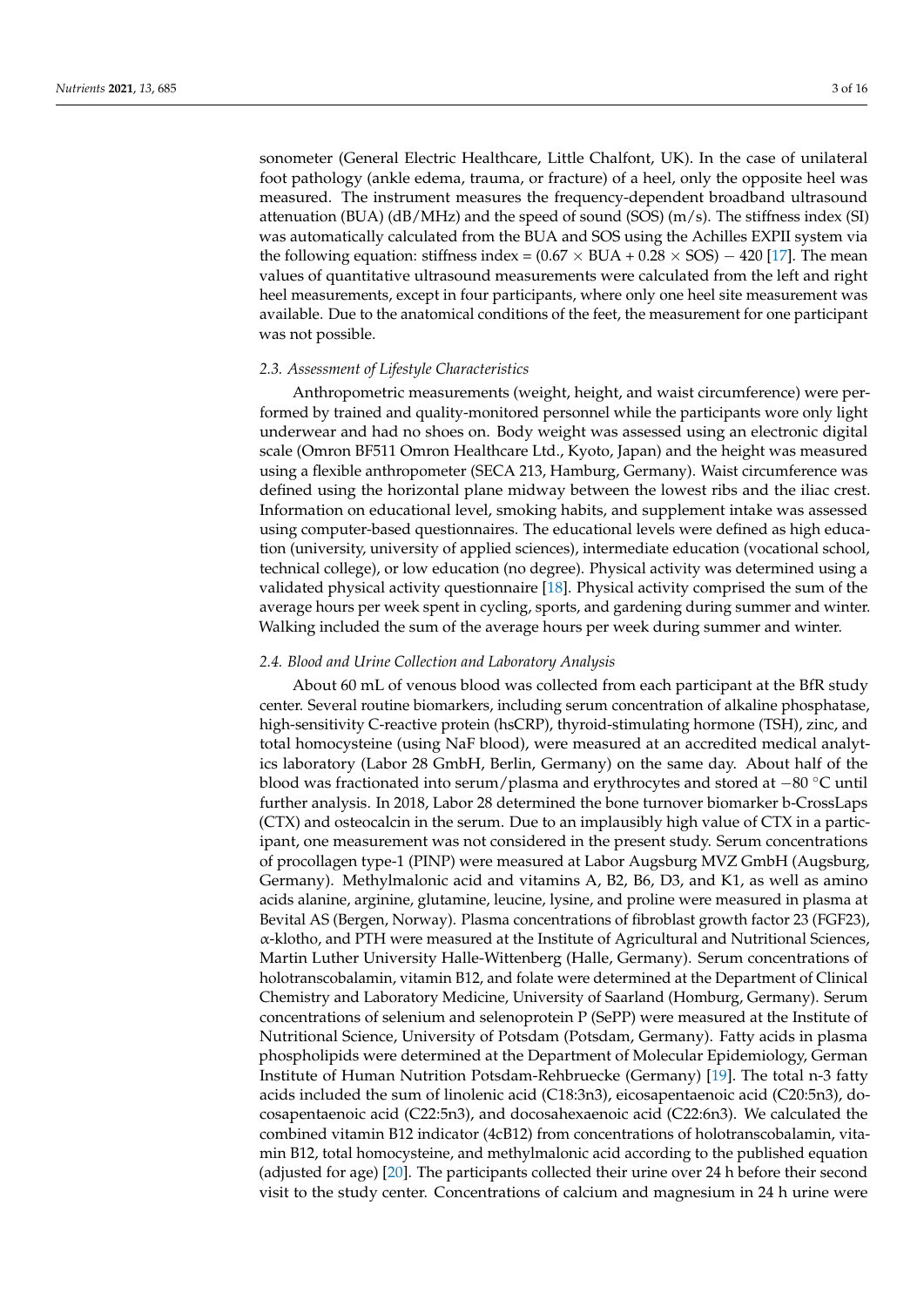sonometer (General Electric Healthcare, Little Chalfont, UK). In the case of unilateral foot pathology (ankle edema, trauma, or fracture) of a heel, only the opposite heel was measured. The instrument measures the frequency-dependent broadband ultrasound attenuation (BUA) (dB/MHz) and the speed of sound (SOS) (m/s). The stiffness index (SI) was automatically calculated from the BUA and SOS using the Achilles EXPII system via the following equation: stiffness index = $(0.67 \times \text{BUA} + 0.28 \times \text{SOS}) - 420$ [17]. The mean values of quantitative ultrasound measurements were calculated from the left and right heel measurements, except in four participants, where only one heel site measurement was available. Due to the anatomical conditions of the feet, the measurement for one participant was not possible.

### 2.3. Assessment of Lifestyle Characteristics

Anthropometric measurements (weight, height, and waist circumference) were performed by trained and quality-monitored personnel while the participants wore only light underwear and had no shoes on. Body weight was assessed using an electronic digital scale (Omron BF511 Omron Healthcare Ltd., Kyoto, Japan) and the height was measured using a flexible anthropometer (SECA 213, Hamburg, Germany). Waist circumference was defined using the horizontal plane midway between the lowest ribs and the iliac crest. Information on educational level, smoking habits, and supplement intake was assessed using computer-based questionnaires. The educational levels were defined as high education (university, university of applied sciences), intermediate education (vocational school, technical college), or low education (no degree). Physical activity was determined using a validated physical activity questionnaire [18]. Physical activity comprised the sum of the average hours per week spent in cycling, sports, and gardening during summer and winter. Walking included the sum of the average hours per week during summer and winter.

### 2.4. Blood and Urine Collection and Laboratory Analysis

About 60 mL of venous blood was collected from each participant at the BfR study center. Several routine biomarkers, including serum concentration of alkaline phosphatase, high-sensitivity C-reactive protein (hsCRP), thyroid-stimulating hormone (TSH), zinc, and total homocysteine (using NaF blood), were measured at an accredited medical analytics laboratory (Labor 28 GmbH, Berlin, Germany) on the same day. About half of the blood was fractionated into serum/plasma and erythrocytes and stored at −80 °C until further analysis. In 2018, Labor 28 determined the bone turnover biomarker b-CrossLaps (CTX) and osteocalcin in the serum. Due to an implausibly high value of CTX in a participant, one measurement was not considered in the present study. Serum concentrations of procollagen type-1 (PINP) were measured at Labor Augsburg MVZ GmbH (Augsburg, Germany). Methylmalonic acid and vitamins A, B2, B6, D3, and K1, as well as amino acids alanine, arginine, glutamine, leucine, lysine, and proline were measured in plasma at Bevital AS (Bergen, Norway). Plasma concentrations of fibroblast growth factor 23 (FGF23), α-klotho, and PTH were measured at the Institute of Agricultural and Nutritional Sciences, Martin Luther University Halle-Wittenberg (Halle, Germany). Serum concentrations of holotranscobalamin, vitamin B12, and folate were determined at the Department of Clinical Chemistry and Laboratory Medicine, University of Saarland (Homburg, Germany). Serum concentrations of selenium and selenoprotein P (SePP) were measured at the Institute of Nutritional Science, University of Potsdam (Potsdam, Germany). Fatty acids in plasma phospholipids were determined at the Department of Molecular Epidemiology, German Institute of Human Nutrition Potsdam-Rehbruecke (Germany) [19]. The total n-3 fatty acids included the sum of linolenic acid (C18:3n3), eicosapentaenoic acid (C20:5n3), docosapentaenoic acid (C22:5n3), and docosahexaenoic acid (C22:6n3). We calculated the combined vitamin B12 indicator (4cB12) from concentrations of holotranscobalamin, vitamin B12, total homocysteine, and methylmalonic acid according to the published equation (adjusted for age) [20]. The participants collected their urine over 24 h before their second visit to the study center. Concentrations of calcium and magnesium in 24 h urine were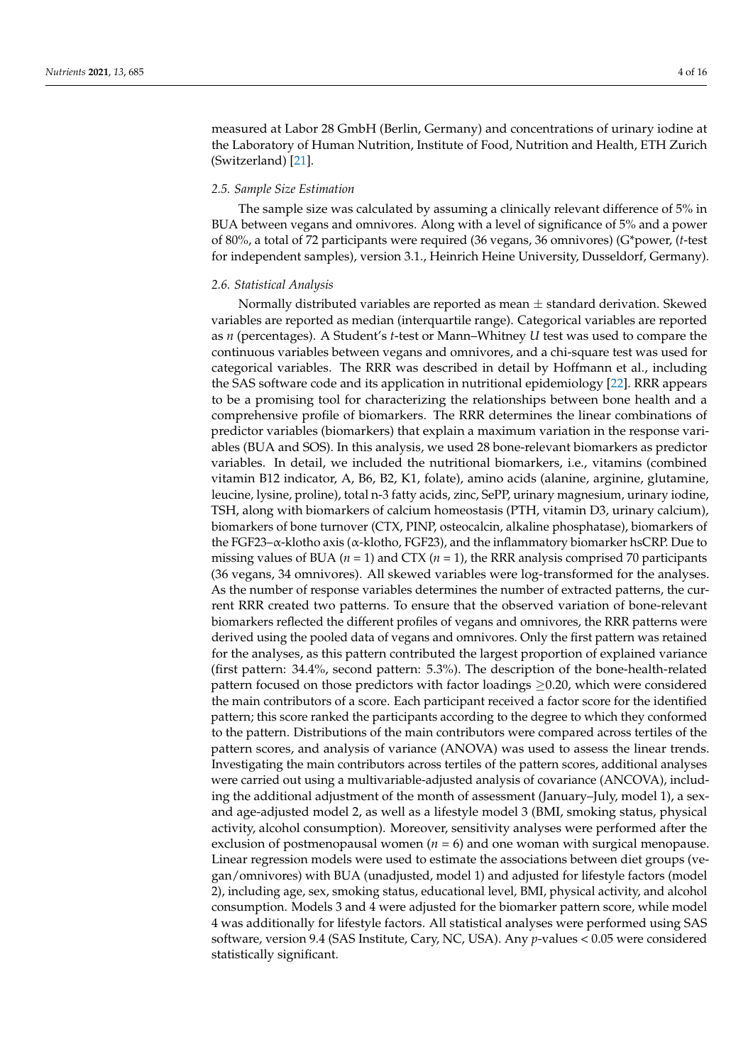measured at Labor 28 GmbH (Berlin, Germany) and concentrations of urinary iodine at the Laboratory of Human Nutrition, Institute of Food, Nutrition and Health, ETH Zurich (Switzerland) [21].

### *2.5. Sample Size Estimation*

The sample size was calculated by assuming a clinically relevant difference of 5% in BUA between vegans and omnivores. Along with a level of significance of 5% and a power of 80%, a total of 72 participants were required (36 vegans, 36 omnivores) (G*power, (*t*-test for independent samples), version 3.1., Heinrich Heine University, Dusseldorf, Germany).

### *2.6. Statistical Analysis*

Normally distributed variables are reported as mean ± standard derivation. Skewed variables are reported as median (interquartile range). Categorical variables are reported as *n* (percentages). A Student's *t*-test or Mann–Whitney *U* test was used to compare the continuous variables between vegans and omnivores, and a chi-square test was used for categorical variables. The RRR was described in detail by Hoffmann et al., including the SAS software code and its application in nutritional epidemiology [22]. RRR appears to be a promising tool for characterizing the relationships between bone health and a comprehensive profile of biomarkers. The RRR determines the linear combinations of predictor variables (biomarkers) that explain a maximum variation in the response variables (BUA and SOS). In this analysis, we used 28 bone-relevant biomarkers as predictor variables. In detail, we included the nutritional biomarkers, i.e., vitamins (combined vitamin B12 indicator, A, B6, B2, K1, folate), amino acids (alanine, arginine, glutamine, leucine, lysine, proline), total n-3 fatty acids, zinc, SePP, urinary magnesium, urinary iodine, TSH, along with biomarkers of calcium homeostasis (PTH, vitamin D3, urinary calcium), biomarkers of bone turnover (CTX, PINP, osteocalcin, alkaline phosphatase), biomarkers of the FGF23–$\alpha$-klotho axis ($\alpha$-klotho, FGF23), and the inflammatory biomarker hsCRP. Due to missing values of BUA ($n$ = 1) and CTX ($n$ = 1), the RRR analysis comprised 70 participants (36 vegans, 34 omnivores). All skewed variables were log-transformed for the analyses. As the number of response variables determines the number of extracted patterns, the current RRR created two patterns. To ensure that the observed variation of bone-relevant biomarkers reflected the different profiles of vegans and omnivores, the RRR patterns were derived using the pooled data of vegans and omnivores. Only the first pattern was retained for the analyses, as this pattern contributed the largest proportion of explained variance (first pattern: 34.4%, second pattern: 5.3%). The description of the bone-health-related pattern focused on those predictors with factor loadings $\geq$0.20, which were considered the main contributors of a score. Each participant received a factor score for the identified pattern; this score ranked the participants according to the degree to which they conformed to the pattern. Distributions of the main contributors were compared across tertiles of the pattern scores, and analysis of variance (ANOVA) was used to assess the linear trends. Investigating the main contributors across tertiles of the pattern scores, additional analyses were carried out using a multivariable-adjusted analysis of covariance (ANCOVA), including the additional adjustment of the month of assessment (January–July, model 1), a sex- and age-adjusted model 2, as well as a lifestyle model 3 (BMI, smoking status, physical activity, alcohol consumption). Moreover, sensitivity analyses were performed after the exclusion of postmenopausal women ($n$ = 6) and one woman with surgical menopause. Linear regression models were used to estimate the associations between diet groups (vegan/omnivores) with BUA (unadjusted, model 1) and adjusted for lifestyle factors (model 2), including age, sex, smoking status, educational level, BMI, physical activity, and alcohol consumption. Models 3 and 4 were adjusted for the biomarker pattern score, while model 4 was additionally for lifestyle factors. All statistical analyses were performed using SAS software, version 9.4 (SAS Institute, Cary, NC, USA). Any $p$-values < 0.05 were considered statistically significant.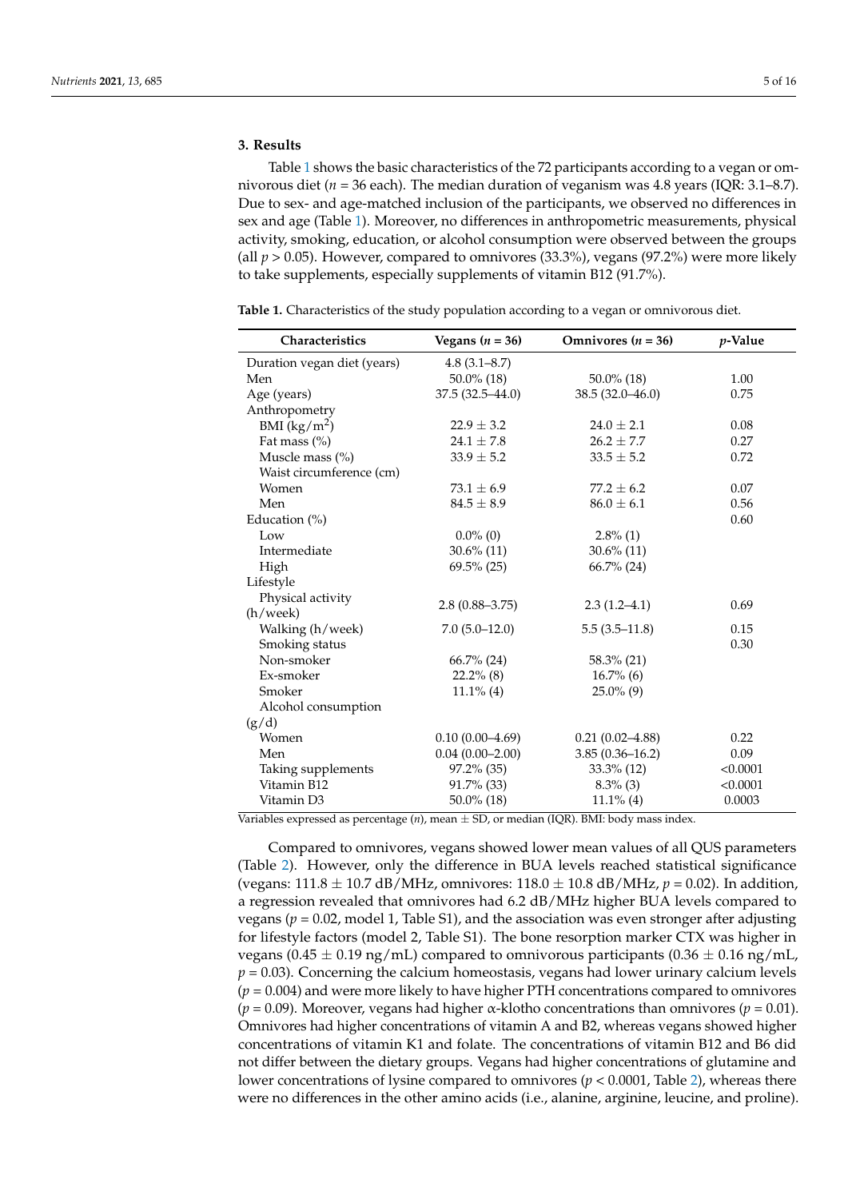## 3. Results

Table 1 shows the basic characteristics of the 72 participants according to a vegan or omnivorous diet ($n$ = 36 each). The median duration of veganism was 4.8 years (IQR: 3.1–8.7). Due to sex- and age-matched inclusion of the participants, we observed no differences in sex and age (Table 1). Moreover, no differences in anthropometric measurements, physical activity, smoking, education, or alcohol consumption were observed between the groups (all $p > 0.05$). However, compared to omnivores (33.3%), vegans (97.2%) were more likely to take supplements, especially supplements of vitamin B12 (91.7%).

**Table 1.** Characteristics of the study population according to a vegan or omnivorous diet.

| Characteristics | Vegans ($n$ = 36) | Omnivores ($n$ = 36) | $p$-Value |
|---|---|---|---|
| Duration vegan diet (years) | 4.8 (3.1–8.7) | | |
| Men | 50.0% (18) | 50.0% (18) | 1.00 |
| Age (years) | 37.5 (32.5–44.0) | 38.5 (32.0–46.0) | 0.75 |
| Anthropometry | | | |
| BMI (kg/m$^2$) | 22.9 ± 3.2 | 24.0 ± 2.1 | 0.08 |
| Fat mass (%) | 24.1 ± 7.8 | 26.2 ± 7.7 | 0.27 |
| Muscle mass (%) | 33.9 ± 5.2 | 33.5 ± 5.2 | 0.72 |
| Waist circumference (cm) | | | |
| Women | 73.1 ± 6.9 | 77.2 ± 6.2 | 0.07 |
| Men | 84.5 ± 8.9 | 86.0 ± 6.1 | 0.56 |
| Education (%) | | | 0.60 |
| Low | 0.0% (0) | 2.8% (1) | |
| Intermediate | 30.6% (11) | 30.6% (11) | |
| High | 69.5% (25) | 66.7% (24) | |
| Lifestyle | | | |
| Physical activity (h/week) | 2.8 (0.88–3.75) | 2.3 (1.2–4.1) | 0.69 |
| Walking (h/week) | 7.0 (5.0–12.0) | 5.5 (3.5–11.8) | 0.15 |
| Smoking status | | | 0.30 |
| Non-smoker | 66.7% (24) | 58.3% (21) | |
| Ex-smoker | 22.2% (8) | 16.7% (6) | |
| Smoker | 11.1% (4) | 25.0% (9) | |
| Alcohol consumption (g/d) | | | |
| Women | 0.10 (0.00–4.69) | 0.21 (0.02–4.88) | 0.22 |
| Men | 0.04 (0.00–2.00) | 3.85 (0.36–16.2) | 0.09 |
| Taking supplements | 97.2% (35) | 33.3% (12) | <0.0001 |
| Vitamin B12 | 91.7% (33) | 8.3% (3) | <0.0001 |
| Vitamin D3 | 50.0% (18) | 11.1% (4) | 0.0003 |

Variables expressed as percentage ($n$), mean ± SD, or median (IQR). BMI: body mass index.

Compared to omnivores, vegans showed lower mean values of all QUS parameters (Table 2). However, only the difference in BUA levels reached statistical significance (vegans: 111.8 ± 10.7 dB/MHz, omnivores: 118.0 ± 10.8 dB/MHz, $p = 0.02$). In addition, a regression revealed that omnivores had 6.2 dB/MHz higher BUA levels compared to vegans ($p = 0.02$, model 1, Table S1), and the association was even stronger after adjusting for lifestyle factors (model 2, Table S1). The bone resorption marker CTX was higher in vegans (0.45 ± 0.19 ng/mL) compared to omnivorous participants (0.36 ± 0.16 ng/mL, $p = 0.03$). Concerning the calcium homeostasis, vegans had lower urinary calcium levels ($p = 0.004$) and were more likely to have higher PTH concentrations compared to omnivores ($p = 0.09$). Moreover, vegans had higher $\alpha$-klotho concentrations than omnivores ($p = 0.01$). Omnivores had higher concentrations of vitamin A and B2, whereas vegans showed higher concentrations of vitamin K1 and folate. The concentrations of vitamin B12 and B6 did not differ between the dietary groups. Vegans had higher concentrations of glutamine and lower concentrations of lysine compared to omnivores ($p < 0.0001$, Table 2), whereas there were no differences in the other amino acids (i.e., alanine, arginine, leucine, and proline).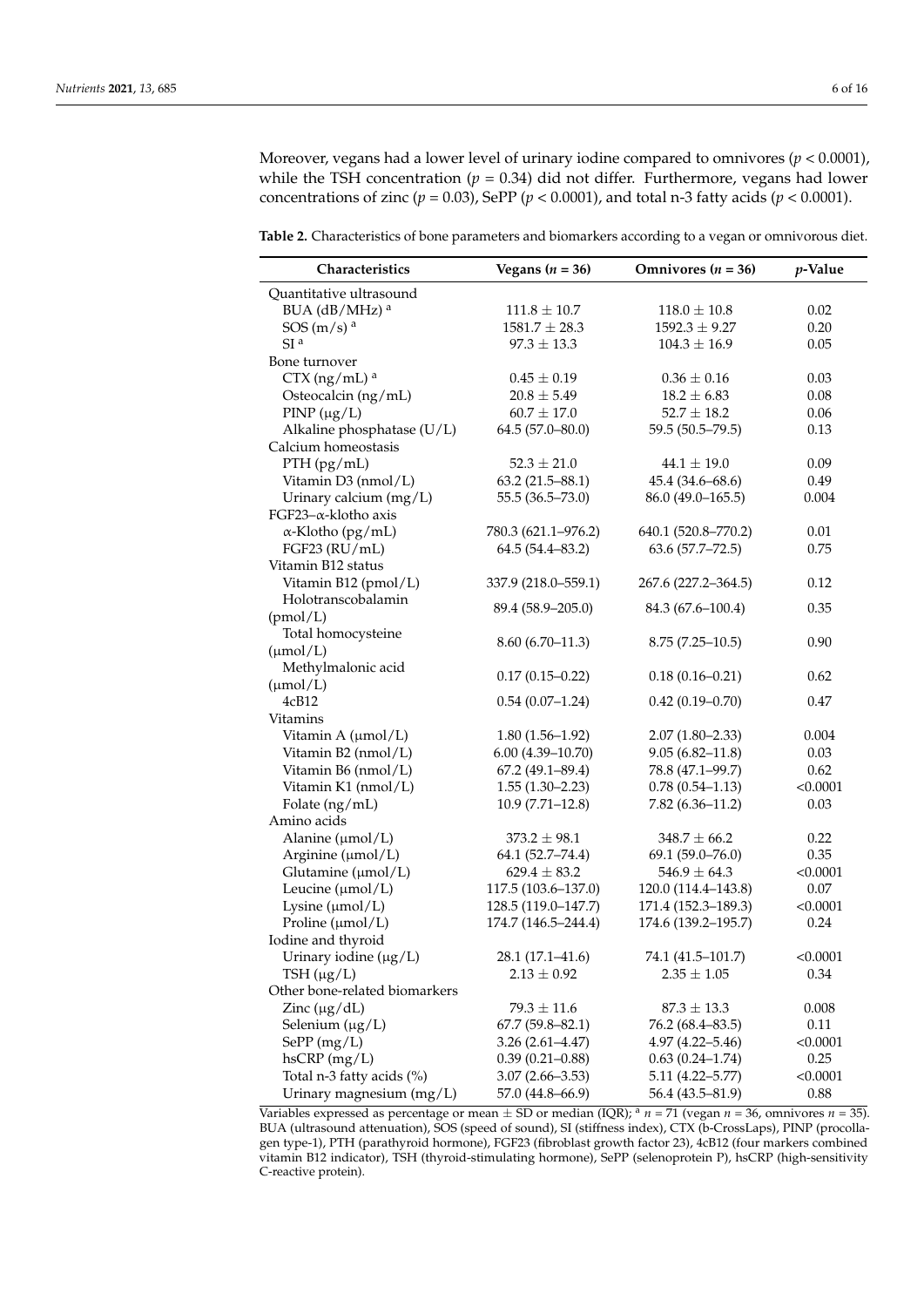Moreover, vegans had a lower level of urinary iodine compared to omnivores ($p < 0.0001$), while the TSH concentration ($p = 0.34$) did not differ. Furthermore, vegans had lower concentrations of zinc ($p = 0.03$), SePP ($p < 0.0001$), and total n-3 fatty acids ($p < 0.0001$).

**Table 2.** Characteristics of bone parameters and biomarkers according to a vegan or omnivorous diet.

| Characteristics | Vegans ($n = 36$) | Omnivores ($n = 36$) | $p$-Value |
|---|---|---|---|
| Quantitative ultrasound | | | |
| BUA (dB/MHz) [a] | 111.8 ± 10.7 | 118.0 ± 10.8 | 0.02 |
| SOS (m/s) [a] | 1581.7 ± 28.3 | 1592.3 ± 9.27 | 0.20 |
| SI [a] | 97.3 ± 13.3 | 104.3 ± 16.9 | 0.05 |
| Bone turnover | | | |
| CTX (ng/mL) [a] | 0.45 ± 0.19 | 0.36 ± 0.16 | 0.03 |
| Osteocalcin (ng/mL) | 20.8 ± 5.49 | 18.2 ± 6.83 | 0.08 |
| PINP (µg/L) | 60.7 ± 17.0 | 52.7 ± 18.2 | 0.06 |
| Alkaline phosphatase (U/L) | 64.5 (57.0–80.0) | 59.5 (50.5–79.5) | 0.13 |
| Calcium homeostasis | | | |
| PTH (pg/mL) | 52.3 ± 21.0 | 44.1 ± 19.0 | 0.09 |
| Vitamin D3 (nmol/L) | 63.2 (21.5–88.1) | 45.4 (34.6–68.6) | 0.49 |
| Urinary calcium (mg/L) | 55.5 (36.5–73.0) | 86.0 (49.0–165.5) | 0.004 |
| FGF23–α-klotho axis | | | |
| α-Klotho (pg/mL) | 780.3 (621.1–976.2) | 640.1 (520.8–770.2) | 0.01 |
| FGF23 (RU/mL) | 64.5 (54.4–83.2) | 63.6 (57.7–72.5) | 0.75 |
| Vitamin B12 status | | | |
| Vitamin B12 (pmol/L) | 337.9 (218.0–559.1) | 267.6 (227.2–364.5) | 0.12 |
| Holotranscobalamin (pmol/L) | 89.4 (58.9–205.0) | 84.3 (67.6–100.4) | 0.35 |
| Total homocysteine (µmol/L) | 8.60 (6.70–11.3) | 8.75 (7.25–10.5) | 0.90 |
| Methylmalonic acid (µmol/L) | 0.17 (0.15–0.22) | 0.18 (0.16–0.21) | 0.62 |
| 4cB12 | 0.54 (0.07–1.24) | 0.42 (0.19–0.70) | 0.47 |
| Vitamins | | | |
| Vitamin A (µmol/L) | 1.80 (1.56–1.92) | 2.07 (1.80–2.33) | 0.004 |
| Vitamin B2 (nmol/L) | 6.00 (4.39–10.70) | 9.05 (6.82–11.8) | 0.03 |
| Vitamin B6 (nmol/L) | 67.2 (49.1–89.4) | 78.8 (47.1–99.7) | 0.62 |
| Vitamin K1 (nmol/L) | 1.55 (1.30–2.23) | 0.78 (0.54–1.13) | <0.0001 |
| Folate (ng/mL) | 10.9 (7.71–12.8) | 7.82 (6.36–11.2) | 0.03 |
| Amino acids | | | |
| Alanine (µmol/L) | 373.2 ± 98.1 | 348.7 ± 66.2 | 0.22 |
| Arginine (µmol/L) | 64.1 (52.7–74.4) | 69.1 (59.0–76.0) | 0.35 |
| Glutamine (µmol/L) | 629.4 ± 83.2 | 546.9 ± 64.3 | <0.0001 |
| Leucine (µmol/L) | 117.5 (103.6–137.0) | 120.0 (114.4–143.8) | 0.07 |
| Lysine (µmol/L) | 128.5 (119.0–147.7) | 171.4 (152.3–189.3) | <0.0001 |
| Proline (µmol/L) | 174.7 (146.5–244.4) | 174.6 (139.2–195.7) | 0.24 |
| Iodine and thyroid | | | |
| Urinary iodine (µg/L) | 28.1 (17.1–41.6) | 74.1 (41.5–101.7) | <0.0001 |
| TSH (µg/L) | 2.13 ± 0.92 | 2.35 ± 1.05 | 0.34 |
| Other bone-related biomarkers | | | |
| Zinc (µg/dL) | 79.3 ± 11.6 | 87.3 ± 13.3 | 0.008 |
| Selenium (µg/L) | 67.7 (59.8–82.1) | 76.2 (68.4–83.5) | 0.11 |
| SePP (mg/L) | 3.26 (2.61–4.47) | 4.97 (4.22–5.46) | <0.0001 |
| hsCRP (mg/L) | 0.39 (0.21–0.88) | 0.63 (0.24–1.74) | 0.25 |
| Total n-3 fatty acids (%) | 3.07 (2.66–3.53) | 5.11 (4.22–5.77) | <0.0001 |
| Urinary magnesium (mg/L) | 57.0 (44.8–66.9) | 56.4 (43.5–81.9) | 0.88 |

Variables expressed as percentage or mean ± SD or median (IQR); [a] $n = 71$ (vegan $n = 36$, omnivores $n = 35$). BUA (ultrasound attenuation), SOS (speed of sound), SI (stiffness index), CTX (b-CrossLaps), PINP (procollagen type-1), PTH (parathyroid hormone), FGF23 (fibroblast growth factor 23), 4cB12 (four markers combined vitamin B12 indicator), TSH (thyroid-stimulating hormone), SePP (selenoprotein P), hsCRP (high-sensitivity C-reactive protein).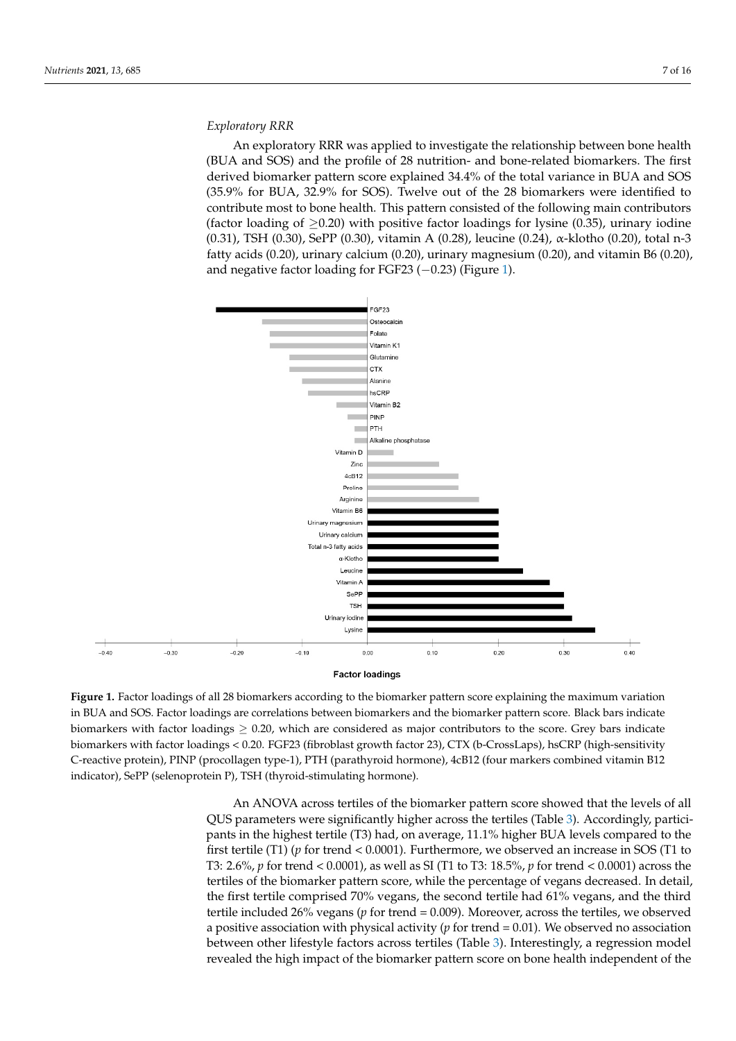*Exploratory RRR*

An exploratory RRR was applied to investigate the relationship between bone health (BUA and SOS) and the profile of 28 nutrition- and bone-related biomarkers. The first derived biomarker pattern score explained 34.4% of the total variance in BUA and SOS (35.9% for BUA, 32.9% for SOS). Twelve out of the 28 biomarkers were identified to contribute most to bone health. This pattern consisted of the following main contributors (factor loading of $\geq$0.20) with positive factor loadings for lysine (0.35), urinary iodine (0.31), TSH (0.30), SePP (0.30), vitamin A (0.28), leucine (0.24), α-klotho (0.20), total n-3 fatty acids (0.20), urinary calcium (0.20), urinary magnesium (0.20), and vitamin B6 (0.20), and negative factor loading for FGF23 (−0.23) (Figure 1).

**Figure 1.** Factor loadings of all 28 biomarkers according to the biomarker pattern score explaining the maximum variation in BUA and SOS. Factor loadings are correlations between biomarkers and the biomarker pattern score. Black bars indicate biomarkers with factor loadings $\geq$ 0.20, which are considered as major contributors to the score. Grey bars indicate biomarkers with factor loadings < 0.20. FGF23 (fibroblast growth factor 23), CTX (b-CrossLaps), hsCRP (high-sensitivity C-reactive protein), PINP (procollagen type-1), PTH (parathyroid hormone), 4cB12 (four markers combined vitamin B12 indicator), SePP (selenoprotein P), TSH (thyroid-stimulating hormone).

An ANOVA across tertiles of the biomarker pattern score showed that the levels of all QUS parameters were significantly higher across the tertiles (Table 3). Accordingly, participants in the highest tertile (T3) had, on average, 11.1% higher BUA levels compared to the first tertile (T1) (*p* for trend < 0.0001). Furthermore, we observed an increase in SOS (T1 to T3: 2.6%, *p* for trend < 0.0001), as well as SI (T1 to T3: 18.5%, *p* for trend < 0.0001) across the tertiles of the biomarker pattern score, while the percentage of vegans decreased. In detail, the first tertile comprised 70% vegans, the second tertile had 61% vegans, and the third tertile included 26% vegans (*p* for trend = 0.009). Moreover, across the tertiles, we observed a positive association with physical activity (*p* for trend = 0.01). We observed no association between other lifestyle factors across tertiles (Table 3). Interestingly, a regression model revealed the high impact of the biomarker pattern score on bone health independent of the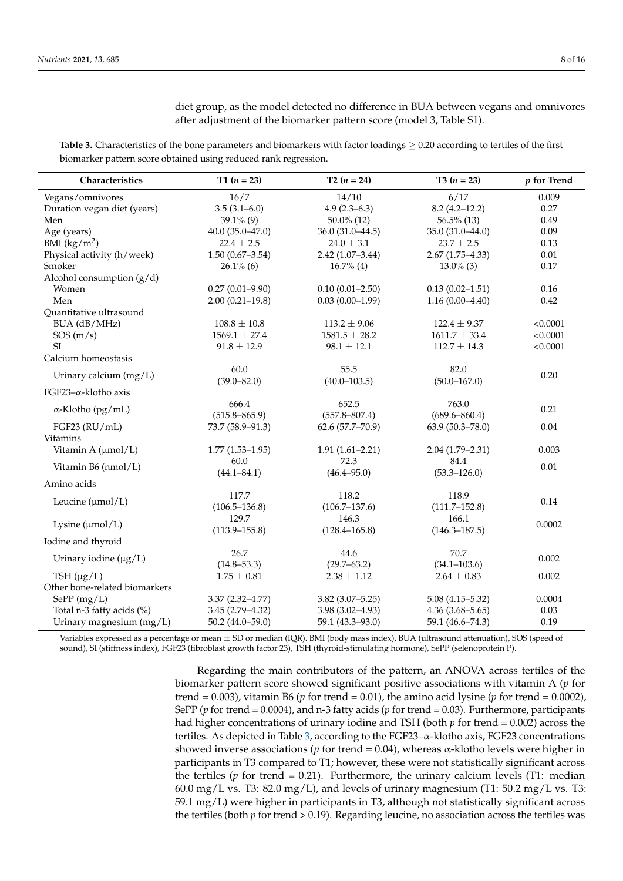diet group, as the model detected no difference in BUA between vegans and omnivores after adjustment of the biomarker pattern score (model 3, Table S1).

**Table 3.** Characteristics of the bone parameters and biomarkers with factor loadings ≥ 0.20 according to tertiles of the first biomarker pattern score obtained using reduced rank regression.

| Characteristics | T1 (*n* = 23) | T2 (*n* = 24) | T3 (*n* = 23) | *p* for Trend |
|---|---|---|---|---|
| Vegans/omnivores | 16/7 | 14/10 | 6/17 | 0.009 |
| Duration vegan diet (years) | 3.5 (3.1–6.0) | 4.9 (2.3–6.3) | 8.2 (4.2–12.2) | 0.27 |
| Men | 39.1% (9) | 50.0% (12) | 56.5% (13) | 0.49 |
| Age (years) | 40.0 (35.0–47.0) | 36.0 (31.0–44.5) | 35.0 (31.0–44.0) | 0.09 |
| BMI (kg/m$^2$) | 22.4 ± 2.5 | 24.0 ± 3.1 | 23.7 ± 2.5 | 0.13 |
| Physical activity (h/week) | 1.50 (0.67–3.54) | 2.42 (1.07–3.44) | 2.67 (1.75–4.33) | 0.01 |
| Smoker | 26.1% (6) | 16.7% (4) | 13.0% (3) | 0.17 |
| Alcohol consumption (g/d) | | | | |
| Women | 0.27 (0.01–9.90) | 0.10 (0.01–2.50) | 0.13 (0.02–1.51) | 0.16 |
| Men | 2.00 (0.21–19.8) | 0.03 (0.00–1.99) | 1.16 (0.00–4.40) | 0.42 |
| Quantitative ultrasound | | | | |
| BUA (dB/MHz) | 108.8 ± 10.8 | 113.2 ± 9.06 | 122.4 ± 9.37 | <0.0001 |
| SOS (m/s) | 1569.1 ± 27.4 | 1581.5 ± 28.2 | 1611.7 ± 33.4 | <0.0001 |
| SI | 91.8 ± 12.9 | 98.1 ± 12.1 | 112.7 ± 14.3 | <0.0001 |
| Calcium homeostasis | | | | |
| Urinary calcium (mg/L) | 60.0 (39.0–82.0) | 55.5 (40.0–103.5) | 82.0 (50.0–167.0) | 0.20 |
| FGF23–α-klotho axis | | | | |
| α-Klotho (pg/mL) | 666.4 (515.8–865.9) | 652.5 (557.8–807.4) | 763.0 (689.6–860.4) | 0.21 |
| FGF23 (RU/mL) | 73.7 (58.9–91.3) | 62.6 (57.7–70.9) | 63.9 (50.3–78.0) | 0.04 |
| Vitamins | | | | |
| Vitamin A (μmol/L) | 1.77 (1.53–1.95) | 1.91 (1.61–2.21) | 2.04 (1.79–2.31) | 0.003 |
| Vitamin B6 (nmol/L) | 60.0 (44.1–84.1) | 72.3 (46.4–95.0) | 84.4 (53.3–126.0) | 0.01 |
| Amino acids | | | | |
| Leucine (μmol/L) | 117.7 (106.5–136.8) | 118.2 (106.7–137.6) | 118.9 (111.7–152.8) | 0.14 |
| Lysine (μmol/L) | 129.7 (113.9–155.8) | 146.3 (128.4–165.8) | 166.1 (146.3–187.5) | 0.0002 |
| Iodine and thyroid | | | | |
| Urinary iodine (μg/L) | 26.7 (14.8–53.3) | 44.6 (29.7–63.2) | 70.7 (34.1–103.6) | 0.002 |
| TSH (μg/L) | 1.75 ± 0.81 | 2.38 ± 1.12 | 2.64 ± 0.83 | 0.002 |
| Other bone-related biomarkers | | | | |
| SePP (mg/L) | 3.37 (2.32–4.77) | 3.82 (3.07–5.25) | 5.08 (4.15–5.32) | 0.0004 |
| Total n-3 fatty acids (%) | 3.45 (2.79–4.32) | 3.98 (3.02–4.93) | 4.36 (3.68–5.65) | 0.03 |
| Urinary magnesium (mg/L) | 50.2 (44.0–59.0) | 59.1 (43.3–93.0) | 59.1 (46.6–74.3) | 0.19 |

Variables expressed as a percentage or mean ± SD or median (IQR). BMI (body mass index), BUA (ultrasound attenuation), SOS (speed of sound), SI (stiffness index), FGF23 (fibroblast growth factor 23), TSH (thyroid-stimulating hormone), SePP (selenoprotein P).

Regarding the main contributors of the pattern, an ANOVA across tertiles of the biomarker pattern score showed significant positive associations with vitamin A (*p* for trend = 0.003), vitamin B6 (*p* for trend = 0.01), the amino acid lysine (*p* for trend = 0.0002), SePP (*p* for trend = 0.0004), and n-3 fatty acids (*p* for trend = 0.03). Furthermore, participants had higher concentrations of urinary iodine and TSH (both *p* for trend = 0.002) across the tertiles. As depicted in Table 3, according to the FGF23–α-klotho axis, FGF23 concentrations showed inverse associations (*p* for trend = 0.04), whereas α-klotho levels were higher in participants in T3 compared to T1; however, these were not statistically significant across the tertiles (*p* for trend = 0.21). Furthermore, the urinary calcium levels (T1: median 60.0 mg/L vs. T3: 82.0 mg/L), and levels of urinary magnesium (T1: 50.2 mg/L vs. T3: 59.1 mg/L) were higher in participants in T3, although not statistically significant across the tertiles (both *p* for trend > 0.19). Regarding leucine, no association across the tertiles was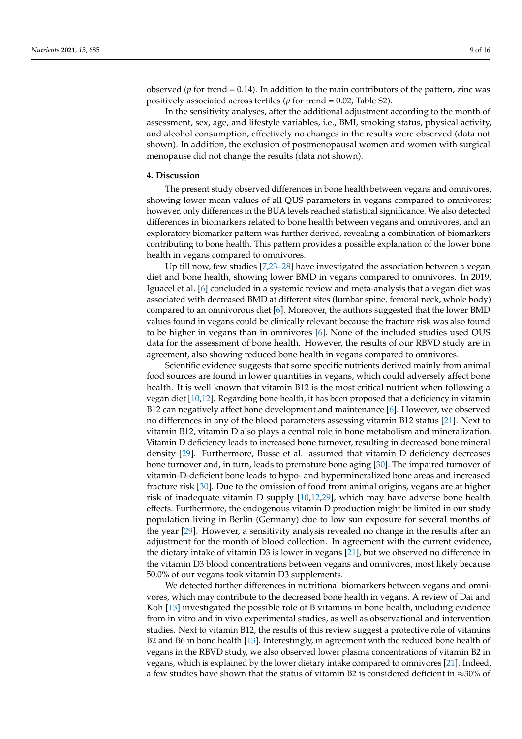observed ($p$ for trend = 0.14). In addition to the main contributors of the pattern, zinc was positively associated across tertiles ($p$ for trend = 0.02, Table S2).

In the sensitivity analyses, after the additional adjustment according to the month of assessment, sex, age, and lifestyle variables, i.e., BMI, smoking status, physical activity, and alcohol consumption, effectively no changes in the results were observed (data not shown). In addition, the exclusion of postmenopausal women and women with surgical menopause did not change the results (data not shown).

## 4. Discussion

The present study observed differences in bone health between vegans and omnivores, showing lower mean values of all QUS parameters in vegans compared to omnivores; however, only differences in the BUA levels reached statistical significance. We also detected differences in biomarkers related to bone health between vegans and omnivores, and an exploratory biomarker pattern was further derived, revealing a combination of biomarkers contributing to bone health. This pattern provides a possible explanation of the lower bone health in vegans compared to omnivores.

Up till now, few studies [7,23–28] have investigated the association between a vegan diet and bone health, showing lower BMD in vegans compared to omnivores. In 2019, Iguacel et al. [6] concluded in a systemic review and meta-analysis that a vegan diet was associated with decreased BMD at different sites (lumbar spine, femoral neck, whole body) compared to an omnivorous diet [6]. Moreover, the authors suggested that the lower BMD values found in vegans could be clinically relevant because the fracture risk was also found to be higher in vegans than in omnivores [6]. None of the included studies used QUS data for the assessment of bone health. However, the results of our RBVD study are in agreement, also showing reduced bone health in vegans compared to omnivores.

Scientific evidence suggests that some specific nutrients derived mainly from animal food sources are found in lower quantities in vegans, which could adversely affect bone health. It is well known that vitamin B12 is the most critical nutrient when following a vegan diet [10,12]. Regarding bone health, it has been proposed that a deficiency in vitamin B12 can negatively affect bone development and maintenance [6]. However, we observed no differences in any of the blood parameters assessing vitamin B12 status [21]. Next to vitamin B12, vitamin D also plays a central role in bone metabolism and mineralization. Vitamin D deficiency leads to increased bone turnover, resulting in decreased bone mineral density [29]. Furthermore, Busse et al. assumed that vitamin D deficiency decreases bone turnover and, in turn, leads to premature bone aging [30]. The impaired turnover of vitamin-D-deficient bone leads to hypo- and hypermineralized bone areas and increased fracture risk [30]. Due to the omission of food from animal origins, vegans are at higher risk of inadequate vitamin D supply [10,12,29], which may have adverse bone health effects. Furthermore, the endogenous vitamin D production might be limited in our study population living in Berlin (Germany) due to low sun exposure for several months of the year [29]. However, a sensitivity analysis revealed no change in the results after an adjustment for the month of blood collection. In agreement with the current evidence, the dietary intake of vitamin D3 is lower in vegans [21], but we observed no difference in the vitamin D3 blood concentrations between vegans and omnivores, most likely because 50.0% of our vegans took vitamin D3 supplements.

We detected further differences in nutritional biomarkers between vegans and omnivores, which may contribute to the decreased bone health in vegans. A review of Dai and Koh [13] investigated the possible role of B vitamins in bone health, including evidence from in vitro and in vivo experimental studies, as well as observational and intervention studies. Next to vitamin B12, the results of this review suggest a protective role of vitamins B2 and B6 in bone health [13]. Interestingly, in agreement with the reduced bone health of vegans in the RBVD study, we also observed lower plasma concentrations of vitamin B2 in vegans, which is explained by the lower dietary intake compared to omnivores [21]. Indeed, a few studies have shown that the status of vitamin B2 is considered deficient in ≈30% of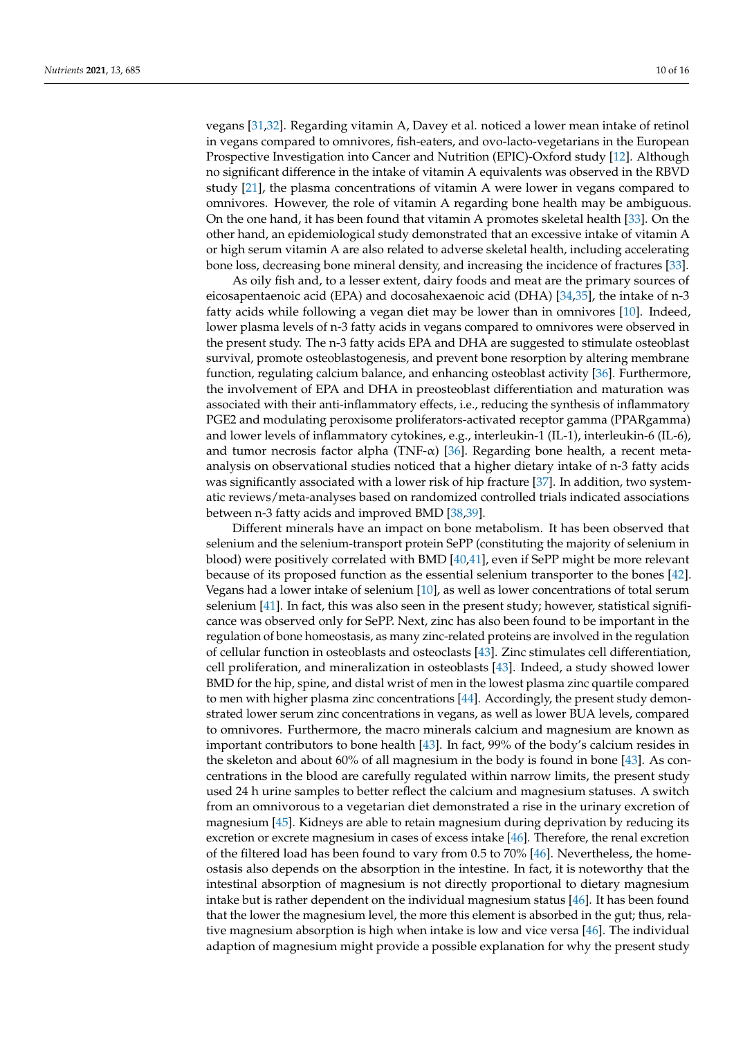vegans [31,32]. Regarding vitamin A, Davey et al. noticed a lower mean intake of retinol in vegans compared to omnivores, fish-eaters, and ovo-lacto-vegetarians in the European Prospective Investigation into Cancer and Nutrition (EPIC)-Oxford study [12]. Although no significant difference in the intake of vitamin A equivalents was observed in the RBVD study [21], the plasma concentrations of vitamin A were lower in vegans compared to omnivores. However, the role of vitamin A regarding bone health may be ambiguous. On the one hand, it has been found that vitamin A promotes skeletal health [33]. On the other hand, an epidemiological study demonstrated that an excessive intake of vitamin A or high serum vitamin A are also related to adverse skeletal health, including accelerating bone loss, decreasing bone mineral density, and increasing the incidence of fractures [33].

As oily fish and, to a lesser extent, dairy foods and meat are the primary sources of eicosapentaenoic acid (EPA) and docosahexaenoic acid (DHA) [34,35], the intake of n-3 fatty acids while following a vegan diet may be lower than in omnivores [10]. Indeed, lower plasma levels of n-3 fatty acids in vegans compared to omnivores were observed in the present study. The n-3 fatty acids EPA and DHA are suggested to stimulate osteoblast survival, promote osteoblastogenesis, and prevent bone resorption by altering membrane function, regulating calcium balance, and enhancing osteoblast activity [36]. Furthermore, the involvement of EPA and DHA in preosteoblast differentiation and maturation was associated with their anti-inflammatory effects, i.e., reducing the synthesis of inflammatory PGE2 and modulating peroxisome proliferators-activated receptor gamma (PPARgamma) and lower levels of inflammatory cytokines, e.g., interleukin-1 (IL-1), interleukin-6 (IL-6), and tumor necrosis factor alpha (TNF-$\alpha$) [36]. Regarding bone health, a recent meta-analysis on observational studies noticed that a higher dietary intake of n-3 fatty acids was significantly associated with a lower risk of hip fracture [37]. In addition, two systematic reviews/meta-analyses based on randomized controlled trials indicated associations between n-3 fatty acids and improved BMD [38,39].

Different minerals have an impact on bone metabolism. It has been observed that selenium and the selenium-transport protein SePP (constituting the majority of selenium in blood) were positively correlated with BMD [40,41], even if SePP might be more relevant because of its proposed function as the essential selenium transporter to the bones [42]. Vegans had a lower intake of selenium [10], as well as lower concentrations of total serum selenium [41]. In fact, this was also seen in the present study; however, statistical significance was observed only for SePP. Next, zinc has also been found to be important in the regulation of bone homeostasis, as many zinc-related proteins are involved in the regulation of cellular function in osteoblasts and osteoclasts [43]. Zinc stimulates cell differentiation, cell proliferation, and mineralization in osteoblasts [43]. Indeed, a study showed lower BMD for the hip, spine, and distal wrist of men in the lowest plasma zinc quartile compared to men with higher plasma zinc concentrations [44]. Accordingly, the present study demonstrated lower serum zinc concentrations in vegans, as well as lower BUA levels, compared to omnivores. Furthermore, the macro minerals calcium and magnesium are known as important contributors to bone health [43]. In fact, 99% of the body's calcium resides in the skeleton and about 60% of all magnesium in the body is found in bone [43]. As concentrations in the blood are carefully regulated within narrow limits, the present study used 24 h urine samples to better reflect the calcium and magnesium statuses. A switch from an omnivorous to a vegetarian diet demonstrated a rise in the urinary excretion of magnesium [45]. Kidneys are able to retain magnesium during deprivation by reducing its excretion or excrete magnesium in cases of excess intake [46]. Therefore, the renal excretion of the filtered load has been found to vary from 0.5 to 70% [46]. Nevertheless, the homeostasis also depends on the absorption in the intestine. In fact, it is noteworthy that the intestinal absorption of magnesium is not directly proportional to dietary magnesium intake but is rather dependent on the individual magnesium status [46]. It has been found that the lower the magnesium level, the more this element is absorbed in the gut; thus, relative magnesium absorption is high when intake is low and vice versa [46]. The individual adaption of magnesium might provide a possible explanation for why the present study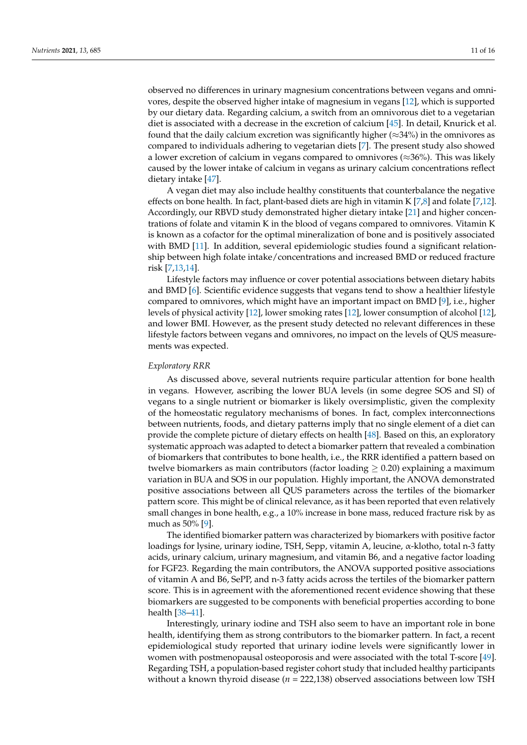observed no differences in urinary magnesium concentrations between vegans and omnivores, despite the observed higher intake of magnesium in vegans [12], which is supported by our dietary data. Regarding calcium, a switch from an omnivorous diet to a vegetarian diet is associated with a decrease in the excretion of calcium [45]. In detail, Knurick et al. found that the daily calcium excretion was significantly higher (≈34%) in the omnivores as compared to individuals adhering to vegetarian diets [7]. The present study also showed a lower excretion of calcium in vegans compared to omnivores (≈36%). This was likely caused by the lower intake of calcium in vegans as urinary calcium concentrations reflect dietary intake [47].

A vegan diet may also include healthy constituents that counterbalance the negative effects on bone health. In fact, plant-based diets are high in vitamin K [7,8] and folate [7,12]. Accordingly, our RBVD study demonstrated higher dietary intake [21] and higher concentrations of folate and vitamin K in the blood of vegans compared to omnivores. Vitamin K is known as a cofactor for the optimal mineralization of bone and is positively associated with BMD [11]. In addition, several epidemiologic studies found a significant relationship between high folate intake/concentrations and increased BMD or reduced fracture risk [7,13,14].

Lifestyle factors may influence or cover potential associations between dietary habits and BMD [6]. Scientific evidence suggests that vegans tend to show a healthier lifestyle compared to omnivores, which might have an important impact on BMD [9], i.e., higher levels of physical activity [12], lower smoking rates [12], lower consumption of alcohol [12], and lower BMI. However, as the present study detected no relevant differences in these lifestyle factors between vegans and omnivores, no impact on the levels of QUS measurements was expected.

*Exploratory RRR*

As discussed above, several nutrients require particular attention for bone health in vegans. However, ascribing the lower BUA levels (in some degree SOS and SI) of vegans to a single nutrient or biomarker is likely oversimplistic, given the complexity of the homeostatic regulatory mechanisms of bones. In fact, complex interconnections between nutrients, foods, and dietary patterns imply that no single element of a diet can provide the complete picture of dietary effects on health [48]. Based on this, an exploratory systematic approach was adapted to detect a biomarker pattern that revealed a combination of biomarkers that contributes to bone health, i.e., the RRR identified a pattern based on twelve biomarkers as main contributors (factor loading $\geq$ 0.20) explaining a maximum variation in BUA and SOS in our population. Highly important, the ANOVA demonstrated positive associations between all QUS parameters across the tertiles of the biomarker pattern score. This might be of clinical relevance, as it has been reported that even relatively small changes in bone health, e.g., a 10% increase in bone mass, reduced fracture risk by as much as 50% [9].

The identified biomarker pattern was characterized by biomarkers with positive factor loadings for lysine, urinary iodine, TSH, Sepp, vitamin A, leucine, α-klotho, total n-3 fatty acids, urinary calcium, urinary magnesium, and vitamin B6, and a negative factor loading for FGF23. Regarding the main contributors, the ANOVA supported positive associations of vitamin A and B6, SePP, and n-3 fatty acids across the tertiles of the biomarker pattern score. This is in agreement with the aforementioned recent evidence showing that these biomarkers are suggested to be components with beneficial properties according to bone health [38–41].

Interestingly, urinary iodine and TSH also seem to have an important role in bone health, identifying them as strong contributors to the biomarker pattern. In fact, a recent epidemiological study reported that urinary iodine levels were significantly lower in women with postmenopausal osteoporosis and were associated with the total T-score [49]. Regarding TSH, a population-based register cohort study that included healthy participants without a known thyroid disease ($n$ = 222,138) observed associations between low TSH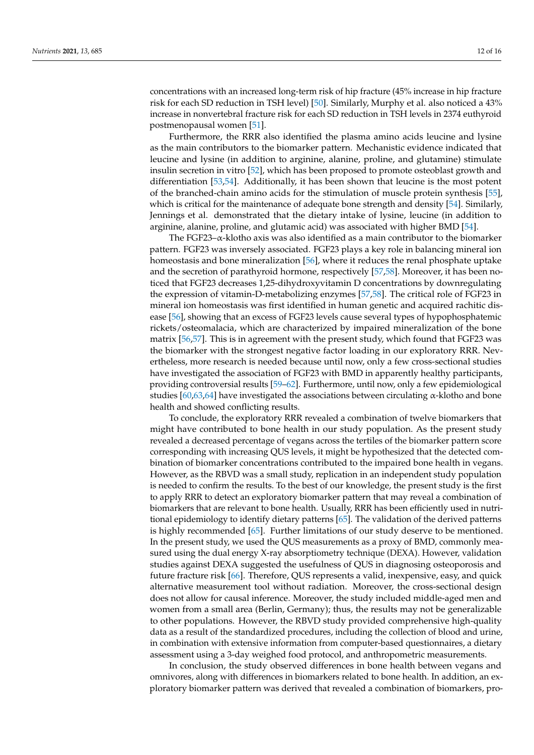concentrations with an increased long-term risk of hip fracture (45% increase in hip fracture risk for each SD reduction in TSH level) [50]. Similarly, Murphy et al. also noticed a 43% increase in nonvertebral fracture risk for each SD reduction in TSH levels in 2374 euthyroid postmenopausal women [51].

Furthermore, the RRR also identified the plasma amino acids leucine and lysine as the main contributors to the biomarker pattern. Mechanistic evidence indicated that leucine and lysine (in addition to arginine, alanine, proline, and glutamine) stimulate insulin secretion in vitro [52], which has been proposed to promote osteoblast growth and differentiation [53,54]. Additionally, it has been shown that leucine is the most potent of the branched-chain amino acids for the stimulation of muscle protein synthesis [55], which is critical for the maintenance of adequate bone strength and density [54]. Similarly, Jennings et al. demonstrated that the dietary intake of lysine, leucine (in addition to arginine, alanine, proline, and glutamic acid) was associated with higher BMD [54].

The FGF23–α-klotho axis was also identified as a main contributor to the biomarker pattern. FGF23 was inversely associated. FGF23 plays a key role in balancing mineral ion homeostasis and bone mineralization [56], where it reduces the renal phosphate uptake and the secretion of parathyroid hormone, respectively [57,58]. Moreover, it has been noticed that FGF23 decreases 1,25-dihydroxyvitamin D concentrations by downregulating the expression of vitamin-D-metabolizing enzymes [57,58]. The critical role of FGF23 in mineral ion homeostasis was first identified in human genetic and acquired rachitic disease [56], showing that an excess of FGF23 levels cause several types of hypophosphatemic rickets/osteomalacia, which are characterized by impaired mineralization of the bone matrix [56,57]. This is in agreement with the present study, which found that FGF23 was the biomarker with the strongest negative factor loading in our exploratory RRR. Nevertheless, more research is needed because until now, only a few cross-sectional studies have investigated the association of FGF23 with BMD in apparently healthy participants, providing controversial results [59–62]. Furthermore, until now, only a few epidemiological studies [60,63,64] have investigated the associations between circulating α-klotho and bone health and showed conflicting results.

To conclude, the exploratory RRR revealed a combination of twelve biomarkers that might have contributed to bone health in our study population. As the present study revealed a decreased percentage of vegans across the tertiles of the biomarker pattern score corresponding with increasing QUS levels, it might be hypothesized that the detected combination of biomarker concentrations contributed to the impaired bone health in vegans. However, as the RBVD was a small study, replication in an independent study population is needed to confirm the results. To the best of our knowledge, the present study is the first to apply RRR to detect an exploratory biomarker pattern that may reveal a combination of biomarkers that are relevant to bone health. Usually, RRR has been efficiently used in nutritional epidemiology to identify dietary patterns [65]. The validation of the derived patterns is highly recommended [65]. Further limitations of our study deserve to be mentioned. In the present study, we used the QUS measurements as a proxy of BMD, commonly measured using the dual energy X-ray absorptiometry technique (DEXA). However, validation studies against DEXA suggested the usefulness of QUS in diagnosing osteoporosis and future fracture risk [66]. Therefore, QUS represents a valid, inexpensive, easy, and quick alternative measurement tool without radiation. Moreover, the cross-sectional design does not allow for causal inference. Moreover, the study included middle-aged men and women from a small area (Berlin, Germany); thus, the results may not be generalizable to other populations. However, the RBVD study provided comprehensive high-quality data as a result of the standardized procedures, including the collection of blood and urine, in combination with extensive information from computer-based questionnaires, a dietary assessment using a 3-day weighed food protocol, and anthropometric measurements.

In conclusion, the study observed differences in bone health between vegans and omnivores, along with differences in biomarkers related to bone health. In addition, an exploratory biomarker pattern was derived that revealed a combination of biomarkers, pro-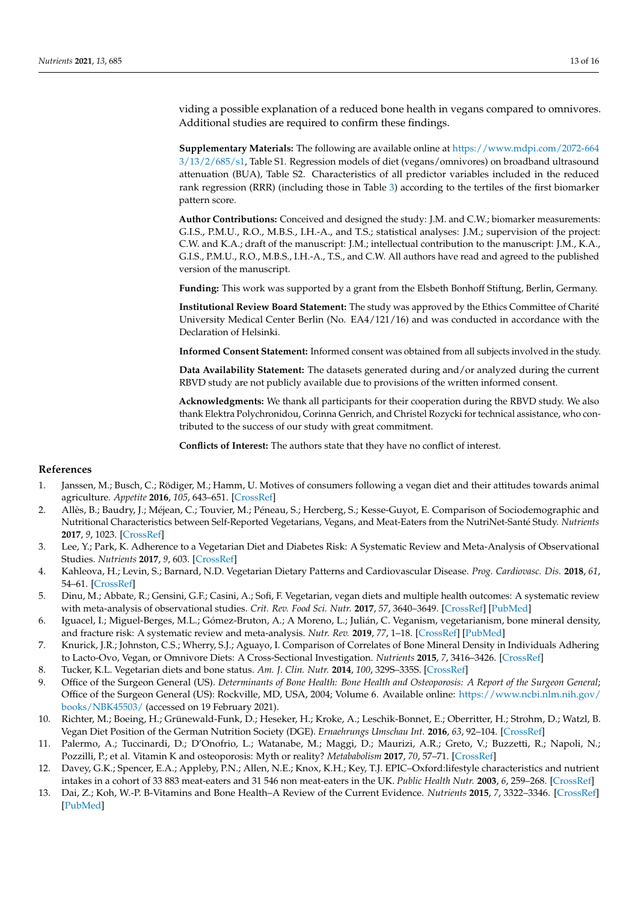viding a possible explanation of a reduced bone health in vegans compared to omnivores. Additional studies are required to confirm these findings.

**Supplementary Materials:** The following are available online at https://www.mdpi.com/2072-6643/13/2/685/s1, Table S1. Regression models of diet (vegans/omnivores) on broadband ultrasound attenuation (BUA), Table S2. Characteristics of all predictor variables included in the reduced rank regression (RRR) (including those in Table 3) according to the tertiles of the first biomarker pattern score.

**Author Contributions:** Conceived and designed the study: J.M. and C.W.; biomarker measurements: G.I.S., P.M.U., R.O., M.B.S., I.H.-A., and T.S.; statistical analyses: J.M.; supervision of the project: C.W. and K.A.; draft of the manuscript: J.M.; intellectual contribution to the manuscript: J.M., K.A., G.I.S., P.M.U., R.O., M.B.S., I.H.-A., T.S., and C.W. All authors have read and agreed to the published version of the manuscript.

**Funding:** This work was supported by a grant from the Elsbeth Bonhoff Stiftung, Berlin, Germany.

**Institutional Review Board Statement:** The study was approved by the Ethics Committee of Charité University Medical Center Berlin (No. EA4/121/16) and was conducted in accordance with the Declaration of Helsinki.

**Informed Consent Statement:** Informed consent was obtained from all subjects involved in the study.

**Data Availability Statement:** The datasets generated during and/or analyzed during the current RBVD study are not publicly available due to provisions of the written informed consent.

**Acknowledgments:** We thank all participants for their cooperation during the RBVD study. We also thank Elektra Polychronidou, Corinna Genrich, and Christel Rozycki for technical assistance, who contributed to the success of our study with great commitment.

**Conflicts of Interest:** The authors state that they have no conflict of interest.

## References

1. Janssen, M.; Busch, C.; Rödiger, M.; Hamm, U. Motives of consumers following a vegan diet and their attitudes towards animal agriculture. *Appetite* **2016**, *105*, 643–651. [CrossRef]
2. Allès, B.; Baudry, J.; Méjean, C.; Touvier, M.; Péneau, S.; Hercberg, S.; Kesse-Guyot, E. Comparison of Sociodemographic and Nutritional Characteristics between Self-Reported Vegetarians, Vegans, and Meat-Eaters from the NutriNet-Santé Study. *Nutrients* **2017**, *9*, 1023. [CrossRef]
3. Lee, Y.; Park, K. Adherence to a Vegetarian Diet and Diabetes Risk: A Systematic Review and Meta-Analysis of Observational Studies. *Nutrients* **2017**, *9*, 603. [CrossRef]
4. Kahleova, H.; Levin, S.; Barnard, N.D. Vegetarian Dietary Patterns and Cardiovascular Disease. *Prog. Cardiovasc. Dis.* **2018**, *61*, 54–61. [CrossRef]
5. Dinu, M.; Abbate, R.; Gensini, G.F.; Casini, A.; Sofi, F. Vegetarian, vegan diets and multiple health outcomes: A systematic review with meta-analysis of observational studies. *Crit. Rev. Food Sci. Nutr.* **2017**, *57*, 3640–3649. [CrossRef] [PubMed]
6. Iguacel, I.; Miguel-Berges, M.L.; Gómez-Bruton, A.; A Moreno, L.; Julián, C. Veganism, vegetarianism, bone mineral density, and fracture risk: A systematic review and meta-analysis. *Nutr. Rev.* **2019**, *77*, 1–18. [CrossRef] [PubMed]
7. Knurick, J.R.; Johnston, C.S.; Wherry, S.J.; Aguayo, I. Comparison of Correlates of Bone Mineral Density in Individuals Adhering to Lacto-Ovo, Vegan, or Omnivore Diets: A Cross-Sectional Investigation. *Nutrients* **2015**, *7*, 3416–3426. [CrossRef]
8. Tucker, K.L. Vegetarian diets and bone status. *Am. J. Clin. Nutr.* **2014**, *100*, 329S–335S. [CrossRef]
9. Office of the Surgeon General (US). *Determinants of Bone Health: Bone Health and Osteoporosis: A Report of the Surgeon General*; Office of the Surgeon General (US): Rockville, MD, USA, 2004; Volume 6. Available online: https://www.ncbi.nlm.nih.gov/books/NBK45503/ (accessed on 19 February 2021).
10. Richter, M.; Boeing, H.; Grünewald-Funk, D.; Heseker, H.; Kroke, A.; Leschik-Bonnet, E.; Oberritter, H.; Strohm, D.; Watzl, B. Vegan Diet Position of the German Nutrition Society (DGE). *Ernaehrungs Umschau Int.* **2016**, *63*, 92–104. [CrossRef]
11. Palermo, A.; Tuccinardi, D.; D'Onofrio, L.; Watanabe, M.; Maggi, D.; Maurizi, A.R.; Greto, V.; Buzzetti, R.; Napoli, N.; Pozzilli, P.; et al. Vitamin K and osteoporosis: Myth or reality? *Metabolism* **2017**, *70*, 57–71. [CrossRef]
12. Davey, G.K.; Spencer, E.A.; Appleby, P.N.; Allen, N.E.; Knox, K.H.; Key, T.J. EPIC–Oxford:lifestyle characteristics and nutrient intakes in a cohort of 33 883 meat-eaters and 31 546 non meat-eaters in the UK. *Public Health Nutr.* **2003**, *6*, 259–268. [CrossRef]
13. Dai, Z.; Koh, W.-P. B-Vitamins and Bone Health–A Review of the Current Evidence. *Nutrients* **2015**, *7*, 3322–3346. [CrossRef] [PubMed]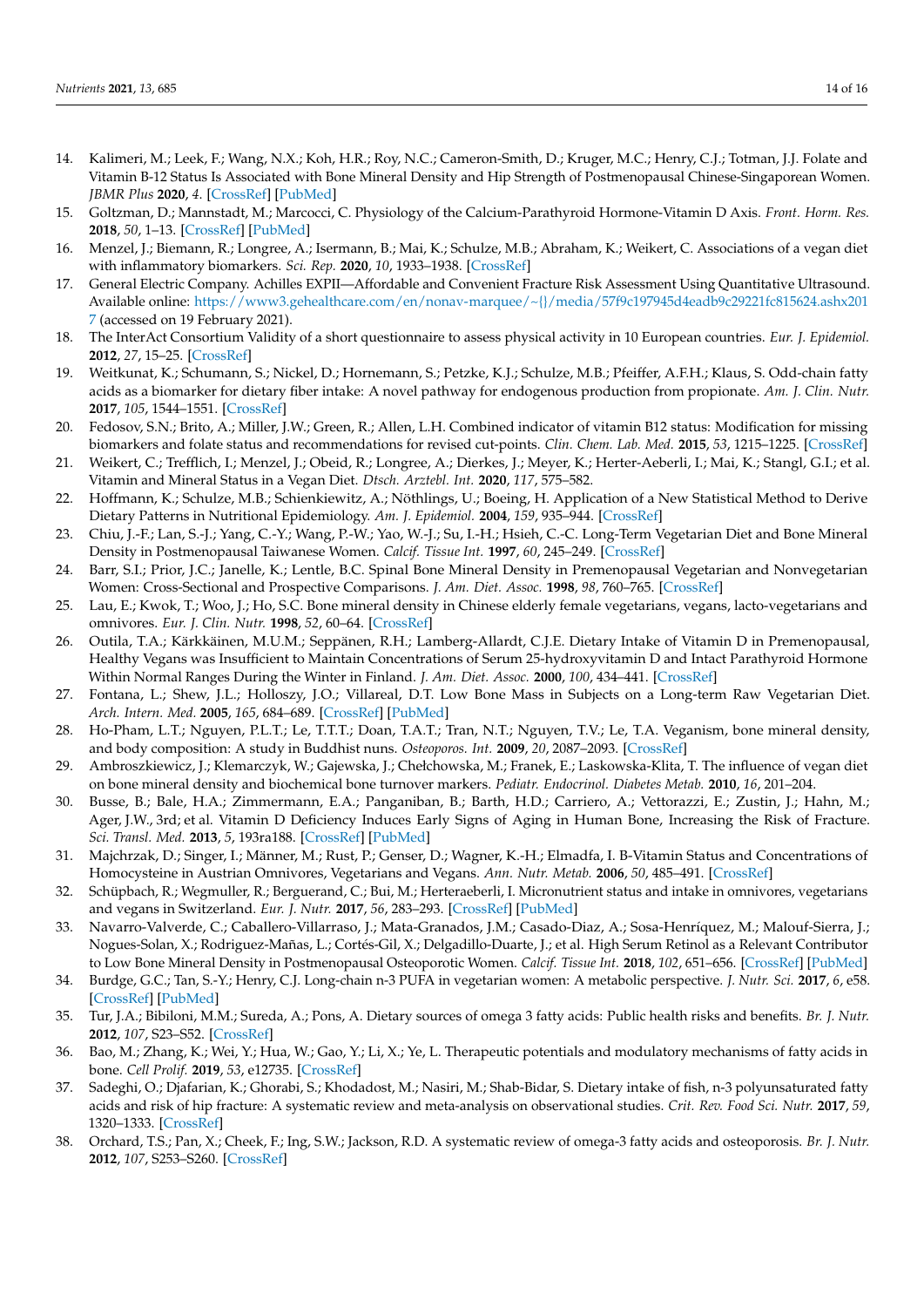14. Kalimeri, M.; Leek, F.; Wang, N.X.; Koh, H.R.; Roy, N.C.; Cameron-Smith, D.; Kruger, M.C.; Henry, C.J.; Totman, J.J. Folate and Vitamin B-12 Status Is Associated with Bone Mineral Density and Hip Strength of Postmenopausal Chinese-Singaporean Women. *JBMR Plus* **2020**, *4*. [CrossRef] [PubMed]
15. Goltzman, D.; Mannstadt, M.; Marcocci, C. Physiology of the Calcium-Parathyroid Hormone-Vitamin D Axis. *Front. Horm. Res.* **2018**, *50*, 1–13. [CrossRef] [PubMed]
16. Menzel, J.; Biemann, R.; Longree, A.; Isermann, B.; Mai, K.; Schulze, M.B.; Abraham, K.; Weikert, C. Associations of a vegan diet with inflammatory biomarkers. *Sci. Rep.* **2020**, *10*, 1933–1938. [CrossRef]
17. General Electric Company. Achilles EXPII—Affordable and Convenient Fracture Risk Assessment Using Quantitative Ultrasound. Available online: https://www3.gehealthcare.com/en/nonav-marquee/~{}/media/57f9c197945d4eadb9c29221fc815624.ashx2017 (accessed on 19 February 2021).
18. The InterAct Consortium Validity of a short questionnaire to assess physical activity in 10 European countries. *Eur. J. Epidemiol.* **2012**, *27*, 15–25. [CrossRef]
19. Weitkunat, K.; Schumann, S.; Nickel, D.; Hornemann, S.; Petzke, K.J.; Schulze, M.B.; Pfeiffer, A.F.H.; Klaus, S. Odd-chain fatty acids as a biomarker for dietary fiber intake: A novel pathway for endogenous production from propionate. *Am. J. Clin. Nutr.* **2017**, *105*, 1544–1551. [CrossRef]
20. Fedosov, S.N.; Brito, A.; Miller, J.W.; Green, R.; Allen, L.H. Combined indicator of vitamin B12 status: Modification for missing biomarkers and folate status and recommendations for revised cut-points. *Clin. Chem. Lab. Med.* **2015**, *53*, 1215–1225. [CrossRef]
21. Weikert, C.; Trefflich, I.; Menzel, J.; Obeid, R.; Longree, A.; Dierkes, J.; Meyer, K.; Herter-Aeberli, I.; Mai, K.; Stangl, G.I.; et al. Vitamin and Mineral Status in a Vegan Diet. *Dtsch. Arztebl. Int.* **2020**, *117*, 575–582.
22. Hoffmann, K.; Schulze, M.B.; Schienkiewitz, A.; Nöthlings, U.; Boeing, H. Application of a New Statistical Method to Derive Dietary Patterns in Nutritional Epidemiology. *Am. J. Epidemiol.* **2004**, *159*, 935–944. [CrossRef]
23. Chiu, J.-F.; Lan, S.-J.; Yang, C.-Y.; Wang, P.-W.; Yao, W.-J.; Su, I.-H.; Hsieh, C.-C. Long-Term Vegetarian Diet and Bone Mineral Density in Postmenopausal Taiwanese Women. *Calcif. Tissue Int.* **1997**, *60*, 245–249. [CrossRef]
24. Barr, S.I.; Prior, J.C.; Janelle, K.; Lentle, B.C. Spinal Bone Mineral Density in Premenopausal Vegetarian and Nonvegetarian Women: Cross-Sectional and Prospective Comparisons. *J. Am. Diet. Assoc.* **1998**, *98*, 760–765. [CrossRef]
25. Lau, E.; Kwok, T.; Woo, J.; Ho, S.C. Bone mineral density in Chinese elderly female vegetarians, vegans, lacto-vegetarians and omnivores. *Eur. J. Clin. Nutr.* **1998**, *52*, 60–64. [CrossRef]
26. Outila, T.A.; Kärkkäinen, M.U.M.; Seppänen, R.H.; Lamberg-Allardt, C.J.E. Dietary Intake of Vitamin D in Premenopausal, Healthy Vegans was Insufficient to Maintain Concentrations of Serum 25-hydroxyvitamin D and Intact Parathyroid Hormone Within Normal Ranges During the Winter in Finland. *J. Am. Diet. Assoc.* **2000**, *100*, 434–441. [CrossRef]
27. Fontana, L.; Shew, J.L.; Holloszy, J.O.; Villareal, D.T. Low Bone Mass in Subjects on a Long-term Raw Vegetarian Diet. *Arch. Intern. Med.* **2005**, *165*, 684–689. [CrossRef] [PubMed]
28. Ho-Pham, L.T.; Nguyen, P.L.T.; Le, T.T.T.; Doan, T.A.T.; Tran, N.T.; Nguyen, T.V.; Le, T.A. Veganism, bone mineral density, and body composition: A study in Buddhist nuns. *Osteoporos. Int.* **2009**, *20*, 2087–2093. [CrossRef]
29. Ambroszkiewicz, J.; Klemarczyk, W.; Gajewska, J.; Chełchowska, M.; Franek, E.; Laskowska-Klita, T. The influence of vegan diet on bone mineral density and biochemical bone turnover markers. *Pediatr. Endocrinol. Diabetes Metab.* **2010**, *16*, 201–204.
30. Busse, B.; Bale, H.A.; Zimmermann, E.A.; Panganiban, B.; Barth, H.D.; Carriero, A.; Vettorazzi, E.; Zustin, J.; Hahn, M.; Ager, J.W., 3rd; et al. Vitamin D Deficiency Induces Early Signs of Aging in Human Bone, Increasing the Risk of Fracture. *Sci. Transl. Med.* **2013**, *5*, 193ra188. [CrossRef] [PubMed]
31. Majchrzak, D.; Singer, I.; Männer, M.; Rust, P.; Genser, D.; Wagner, K.-H.; Elmadfa, I. B-Vitamin Status and Concentrations of Homocysteine in Austrian Omnivores, Vegetarians and Vegans. *Ann. Nutr. Metab.* **2006**, *50*, 485–491. [CrossRef]
32. Schüpbach, R.; Wegmuller, R.; Berguerand, C.; Bui, M.; Herteraeberli, I. Micronutrient status and intake in omnivores, vegetarians and vegans in Switzerland. *Eur. J. Nutr.* **2017**, *56*, 283–293. [CrossRef] [PubMed]
33. Navarro-Valverde, C.; Caballero-Villarraso, J.; Mata-Granados, J.M.; Casado-Diaz, A.; Sosa-Henríquez, M.; Malouf-Sierra, J.; Nogues-Solan, X.; Rodriguez-Mañas, L.; Cortés-Gil, X.; Delgadillo-Duarte, J.; et al. High Serum Retinol as a Relevant Contributor to Low Bone Mineral Density in Postmenopausal Osteoporotic Women. *Calcif. Tissue Int.* **2018**, *102*, 651–656. [CrossRef] [PubMed]
34. Burdge, G.C.; Tan, S.-Y.; Henry, C.J. Long-chain n-3 PUFA in vegetarian women: A metabolic perspective. *J. Nutr. Sci.* **2017**, *6*, e58. [CrossRef] [PubMed]
35. Tur, J.A.; Bibiloni, M.M.; Sureda, A.; Pons, A. Dietary sources of omega 3 fatty acids: Public health risks and benefits. *Br. J. Nutr.* **2012**, *107*, S23–S52. [CrossRef]
36. Bao, M.; Zhang, K.; Wei, Y.; Hua, W.; Gao, Y.; Li, X.; Ye, L. Therapeutic potentials and modulatory mechanisms of fatty acids in bone. *Cell Prolif.* **2019**, *53*, e12735. [CrossRef]
37. Sadeghi, O.; Djafarian, K.; Ghorabi, S.; Khodadost, M.; Nasiri, M.; Shab-Bidar, S. Dietary intake of fish, n-3 polyunsaturated fatty acids and risk of hip fracture: A systematic review and meta-analysis on observational studies. *Crit. Rev. Food Sci. Nutr.* **2017**, *59*, 1320–1333. [CrossRef]
38. Orchard, T.S.; Pan, X.; Cheek, F.; Ing, S.W.; Jackson, R.D. A systematic review of omega-3 fatty acids and osteoporosis. *Br. J. Nutr.* **2012**, *107*, S253–S260. [CrossRef]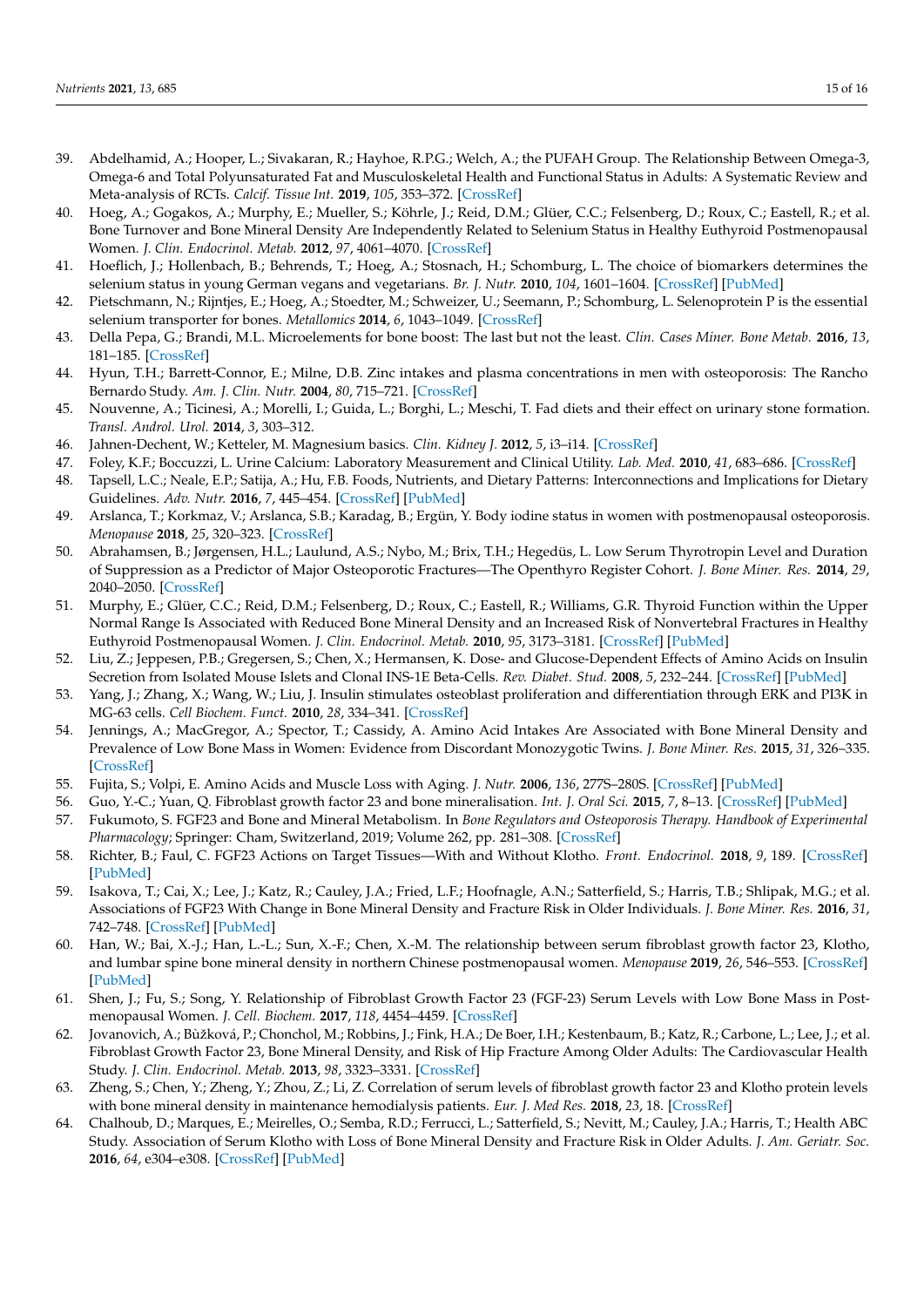39. Abdelhamid, A.; Hooper, L.; Sivakaran, R.; Hayhoe, R.P.G.; Welch, A.; the PUFAH Group. The Relationship Between Omega-3, Omega-6 and Total Polyunsaturated Fat and Musculoskeletal Health and Functional Status in Adults: A Systematic Review and Meta-analysis of RCTs. *Calcif. Tissue Int.* **2019**, *105*, 353–372. [CrossRef]
40. Hoeg, A.; Gogakos, A.; Murphy, E.; Mueller, S.; Köhrle, J.; Reid, D.M.; Glüer, C.C.; Felsenberg, D.; Roux, C.; Eastell, R.; et al. Bone Turnover and Bone Mineral Density Are Independently Related to Selenium Status in Healthy Euthyroid Postmenopausal Women. *J. Clin. Endocrinol. Metab.* **2012**, *97*, 4061–4070. [CrossRef]
41. Hoeflich, J.; Hollenbach, B.; Behrends, T.; Hoeg, A.; Stosnach, H.; Schomburg, L. The choice of biomarkers determines the selenium status in young German vegans and vegetarians. *Br. J. Nutr.* **2010**, *104*, 1601–1604. [CrossRef] [PubMed]
42. Pietschmann, N.; Rijntjes, E.; Hoeg, A.; Stoedter, M.; Schweizer, U.; Seemann, P.; Schomburg, L. Selenoprotein P is the essential selenium transporter for bones. *Metallomics* **2014**, *6*, 1043–1049. [CrossRef]
43. Della Pepa, G.; Brandi, M.L. Microelements for bone boost: The last but not the least. *Clin. Cases Miner. Bone Metab.* **2016**, *13*, 181–185. [CrossRef]
44. Hyun, T.H.; Barrett-Connor, E.; Milne, D.B. Zinc intakes and plasma concentrations in men with osteoporosis: The Rancho Bernardo Study. *Am. J. Clin. Nutr.* **2004**, *80*, 715–721. [CrossRef]
45. Nouvenne, A.; Ticinesi, A.; Morelli, I.; Guida, L.; Borghi, L.; Meschi, T. Fad diets and their effect on urinary stone formation. *Transl. Androl. Urol.* **2014**, *3*, 303–312.
46. Jahnen-Dechent, W.; Ketteler, M. Magnesium basics. *Clin. Kidney J.* **2012**, *5*, i3–i14. [CrossRef]
47. Foley, K.F.; Boccuzzi, L. Urine Calcium: Laboratory Measurement and Clinical Utility. *Lab. Med.* **2010**, *41*, 683–686. [CrossRef]
48. Tapsell, L.C.; Neale, E.P.; Satija, A.; Hu, F.B. Foods, Nutrients, and Dietary Patterns: Interconnections and Implications for Dietary Guidelines. *Adv. Nutr.* **2016**, *7*, 445–454. [CrossRef] [PubMed]
49. Arslanca, T.; Korkmaz, V.; Arslanca, S.B.; Karadag, B.; Ergün, Y. Body iodine status in women with postmenopausal osteoporosis. *Menopause* **2018**, *25*, 320–323. [CrossRef]
50. Abrahamsen, B.; Jørgensen, H.L.; Laulund, A.S.; Nybo, M.; Brix, T.H.; Hegedüs, L. Low Serum Thyrotropin Level and Duration of Suppression as a Predictor of Major Osteoporotic Fractures—The Openthyro Register Cohort. *J. Bone Miner. Res.* **2014**, *29*, 2040–2050. [CrossRef]
51. Murphy, E.; Glüer, C.C.; Reid, D.M.; Felsenberg, D.; Roux, C.; Eastell, R.; Williams, G.R. Thyroid Function within the Upper Normal Range Is Associated with Reduced Bone Mineral Density and an Increased Risk of Nonvertebral Fractures in Healthy Euthyroid Postmenopausal Women. *J. Clin. Endocrinol. Metab.* **2010**, *95*, 3173–3181. [CrossRef] [PubMed]
52. Liu, Z.; Jeppesen, P.B.; Gregersen, S.; Chen, X.; Hermansen, K. Dose- and Glucose-Dependent Effects of Amino Acids on Insulin Secretion from Isolated Mouse Islets and Clonal INS-1E Beta-Cells. *Rev. Diabet. Stud.* **2008**, *5*, 232–244. [CrossRef] [PubMed]
53. Yang, J.; Zhang, X.; Wang, W.; Liu, J. Insulin stimulates osteoblast proliferation and differentiation through ERK and PI3K in MG-63 cells. *Cell Biochem. Funct.* **2010**, *28*, 334–341. [CrossRef]
54. Jennings, A.; MacGregor, A.; Spector, T.; Cassidy, A. Amino Acid Intakes Are Associated with Bone Mineral Density and Prevalence of Low Bone Mass in Women: Evidence from Discordant Monozygotic Twins. *J. Bone Miner. Res.* **2015**, *31*, 326–335. [CrossRef]
55. Fujita, S.; Volpi, E. Amino Acids and Muscle Loss with Aging. *J. Nutr.* **2006**, *136*, 277S–280S. [CrossRef] [PubMed]
56. Guo, Y.-C.; Yuan, Q. Fibroblast growth factor 23 and bone mineralisation. *Int. J. Oral Sci.* **2015**, *7*, 8–13. [CrossRef] [PubMed]
57. Fukumoto, S. FGF23 and Bone and Mineral Metabolism. In *Bone Regulators and Osteoporosis Therapy. Handbook of Experimental Pharmacology*; Springer: Cham, Switzerland, 2019; Volume 262, pp. 281–308. [CrossRef]
58. Richter, B.; Faul, C. FGF23 Actions on Target Tissues—With and Without Klotho. *Front. Endocrinol.* **2018**, *9*, 189. [CrossRef] [PubMed]
59. Isakova, T.; Cai, X.; Lee, J.; Katz, R.; Cauley, J.A.; Fried, L.F.; Hoofnagle, A.N.; Satterfield, S.; Harris, T.B.; Shlipak, M.G.; et al. Associations of FGF23 With Change in Bone Mineral Density and Fracture Risk in Older Individuals. *J. Bone Miner. Res.* **2016**, *31*, 742–748. [CrossRef] [PubMed]
60. Han, W.; Bai, X.-J.; Han, L.-L.; Sun, X.-F.; Chen, X.-M. The relationship between serum fibroblast growth factor 23, Klotho, and lumbar spine bone mineral density in northern Chinese postmenopausal women. *Menopause* **2019**, *26*, 546–553. [CrossRef] [PubMed]
61. Shen, J.; Fu, S.; Song, Y. Relationship of Fibroblast Growth Factor 23 (FGF-23) Serum Levels with Low Bone Mass in Postmenopausal Women. *J. Cell. Biochem.* **2017**, *118*, 4454–4459. [CrossRef]
62. Jovanovich, A.; Bùžková, P.; Chonchol, M.; Robbins, J.; Fink, H.A.; De Boer, I.H.; Kestenbaum, B.; Katz, R.; Carbone, L.; Lee, J.; et al. Fibroblast Growth Factor 23, Bone Mineral Density, and Risk of Hip Fracture Among Older Adults: The Cardiovascular Health Study. *J. Clin. Endocrinol. Metab.* **2013**, *98*, 3323–3331. [CrossRef]
63. Zheng, S.; Chen, Y.; Zheng, Y.; Zhou, Z.; Li, Z. Correlation of serum levels of fibroblast growth factor 23 and Klotho protein levels with bone mineral density in maintenance hemodialysis patients. *Eur. J. Med Res.* **2018**, *23*, 18. [CrossRef]
64. Chalhoub, D.; Marques, E.; Meirelles, O.; Semba, R.D.; Ferrucci, L.; Satterfield, S.; Nevitt, M.; Cauley, J.A.; Harris, T.; Health ABC Study. Association of Serum Klotho with Loss of Bone Mineral Density and Fracture Risk in Older Adults. *J. Am. Geriatr. Soc.* **2016**, *64*, e304–e308. [CrossRef] [PubMed]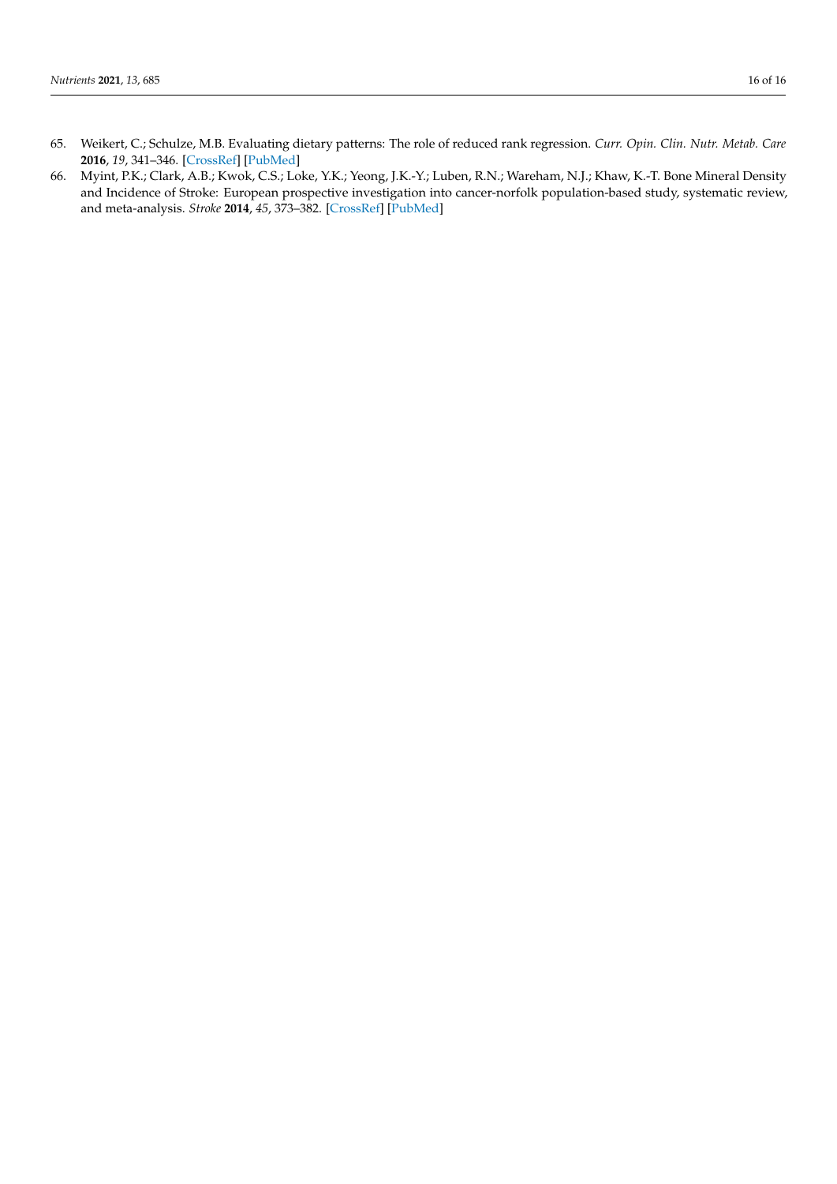65. Weikert, C.; Schulze, M.B. Evaluating dietary patterns: The role of reduced rank regression. *Curr. Opin. Clin. Nutr. Metab. Care* **2016**, *19*, 341–346. [CrossRef] [PubMed]
66. Myint, P.K.; Clark, A.B.; Kwok, C.S.; Loke, Y.K.; Yeong, J.K.-Y.; Luben, R.N.; Wareham, N.J.; Khaw, K.-T. Bone Mineral Density and Incidence of Stroke: European prospective investigation into cancer-norfolk population-based study, systematic review, and meta-analysis. *Stroke* **2014**, *45*, 373–382. [CrossRef] [PubMed]